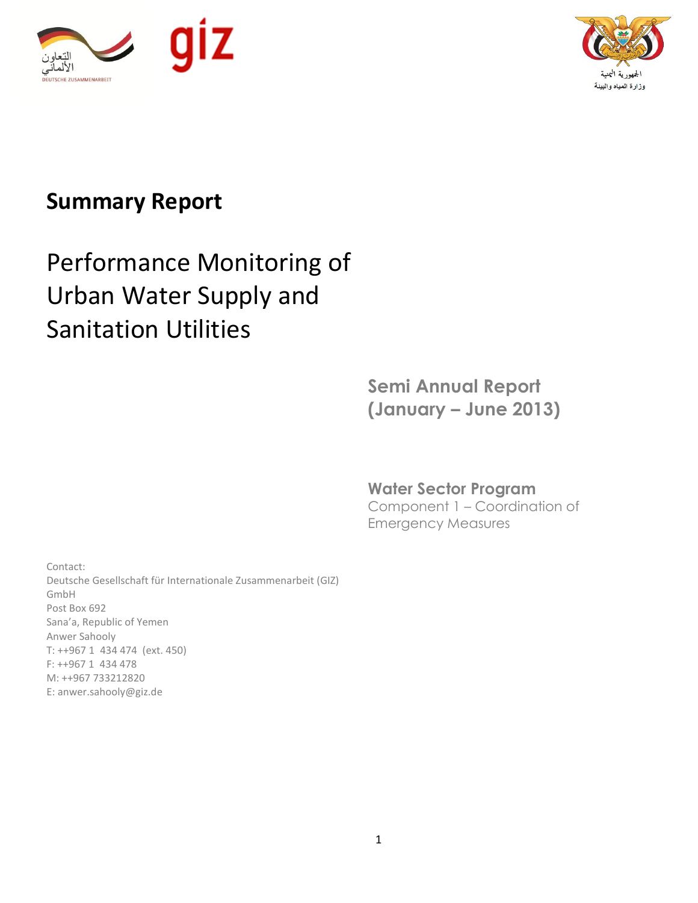# Summary Report

## Performance Monitoring of Urban Water Supply and Sanitation Utilities

**Semi Annual Report (January – June 2013)**

**Water Sector Program**
Component 1 – Coordination of Emergency Measures

Contact:
Deutsche Gesellschaft für Internationale Zusammenarbeit (GIZ) GmbH
Post Box 692
Sana'a, Republic of Yemen
Anwer Sahooly
T: ++967 1 434 474 (ext. 450)
F: ++967 1 434 478
M: ++967 733212820
E: anwer.sahooly@giz.de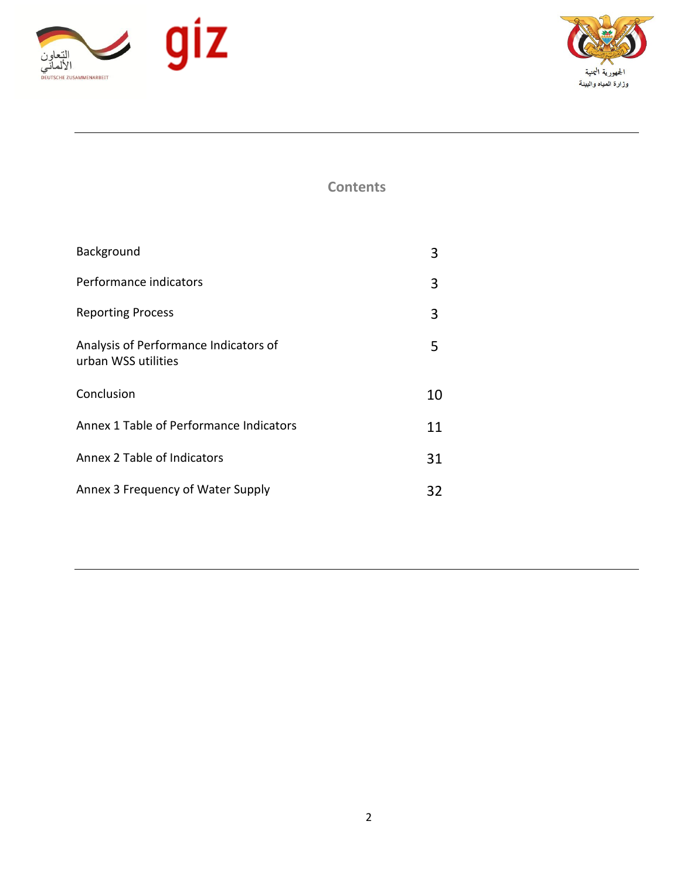## Contents

| | |
|---|---|
| Background | 3 |
| Performance indicators | 3 |
| Reporting Process | 3 |
| Analysis of Performance Indicators of urban WSS utilities | 5 |
| Conclusion | 10 |
| Annex 1 Table of Performance Indicators | 11 |
| Annex 2 Table of Indicators | 31 |
| Annex 3 Frequency of Water Supply | 32 |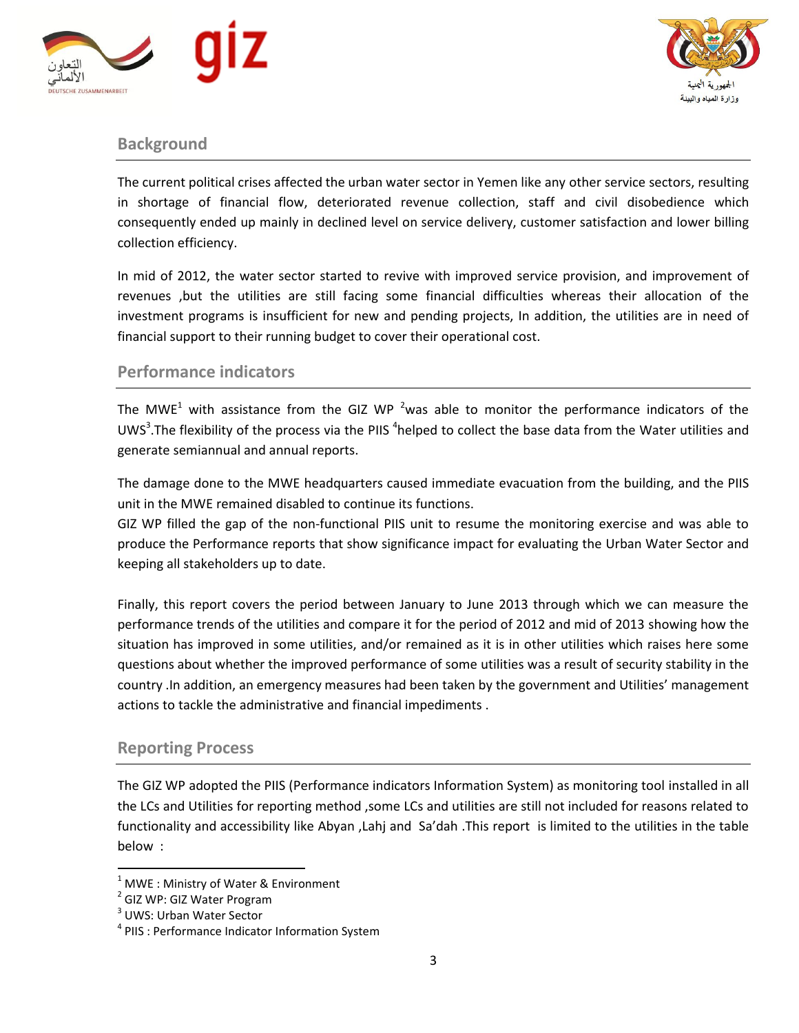## Background

The current political crises affected the urban water sector in Yemen like any other service sectors, resulting in shortage of financial flow, deteriorated revenue collection, staff and civil disobedience which consequently ended up mainly in declined level on service delivery, customer satisfaction and lower billing collection efficiency.

In mid of 2012, the water sector started to revive with improved service provision, and improvement of revenues ,but the utilities are still facing some financial difficulties whereas their allocation of the investment programs is insufficient for new and pending projects, In addition, the utilities are in need of financial support to their running budget to cover their operational cost.

## Performance indicators

The MWE[1] with assistance from the GIZ WP [2]was able to monitor the performance indicators of the UWS[3].The flexibility of the process via the PIIS [4]helped to collect the base data from the Water utilities and generate semiannual and annual reports.

The damage done to the MWE headquarters caused immediate evacuation from the building, and the PIIS unit in the MWE remained disabled to continue its functions.
GIZ WP filled the gap of the non-functional PIIS unit to resume the monitoring exercise and was able to produce the Performance reports that show significance impact for evaluating the Urban Water Sector and keeping all stakeholders up to date.

Finally, this report covers the period between January to June 2013 through which we can measure the performance trends of the utilities and compare it for the period of 2012 and mid of 2013 showing how the situation has improved in some utilities, and/or remained as it is in other utilities which raises here some questions about whether the improved performance of some utilities was a result of security stability in the country .In addition, an emergency measures had been taken by the government and Utilities' management actions to tackle the administrative and financial impediments .

## Reporting Process

The GIZ WP adopted the PIIS (Performance indicators Information System) as monitoring tool installed in all the LCs and Utilities for reporting method ,some LCs and utilities are still not included for reasons related to functionality and accessibility like Abyan ,Lahj and Sa'dah .This report is limited to the utilities in the table below :

---

[1] MWE : Ministry of Water & Environment
[2] GIZ WP: GIZ Water Program
[3] UWS: Urban Water Sector
[4] PIIS : Performance Indicator Information System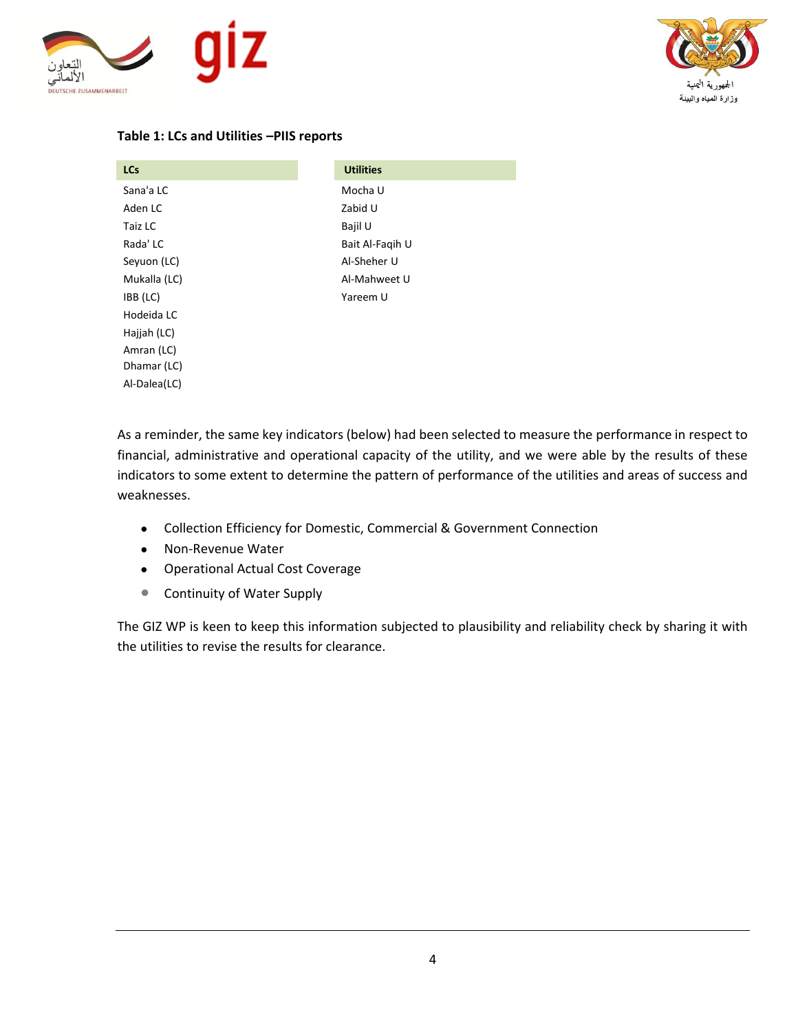**Table 1: LCs and Utilities –PIIS reports**

| LCs | Utilities |
|---|---|
| Sana'a LC | Mocha U |
| Aden LC | Zabid U |
| Taiz LC | Bajil U |
| Rada' LC | Bait Al-Faqih U |
| Seyuon (LC) | Al-Sheher U |
| Mukalla (LC) | Al-Mahweet U |
| IBB (LC) | Yareem U |
| Hodeida LC | |
| Hajjah (LC) | |
| Amran (LC) | |
| Dhamar (LC) | |
| Al-Dalea(LC) | |

As a reminder, the same key indicators (below) had been selected to measure the performance in respect to financial, administrative and operational capacity of the utility, and we were able by the results of these indicators to some extent to determine the pattern of performance of the utilities and areas of success and weaknesses.

- Collection Efficiency for Domestic, Commercial & Government Connection
- Non-Revenue Water
- Operational Actual Cost Coverage
- Continuity of Water Supply

The GIZ WP is keen to keep this information subjected to plausibility and reliability check by sharing it with the utilities to revise the results for clearance.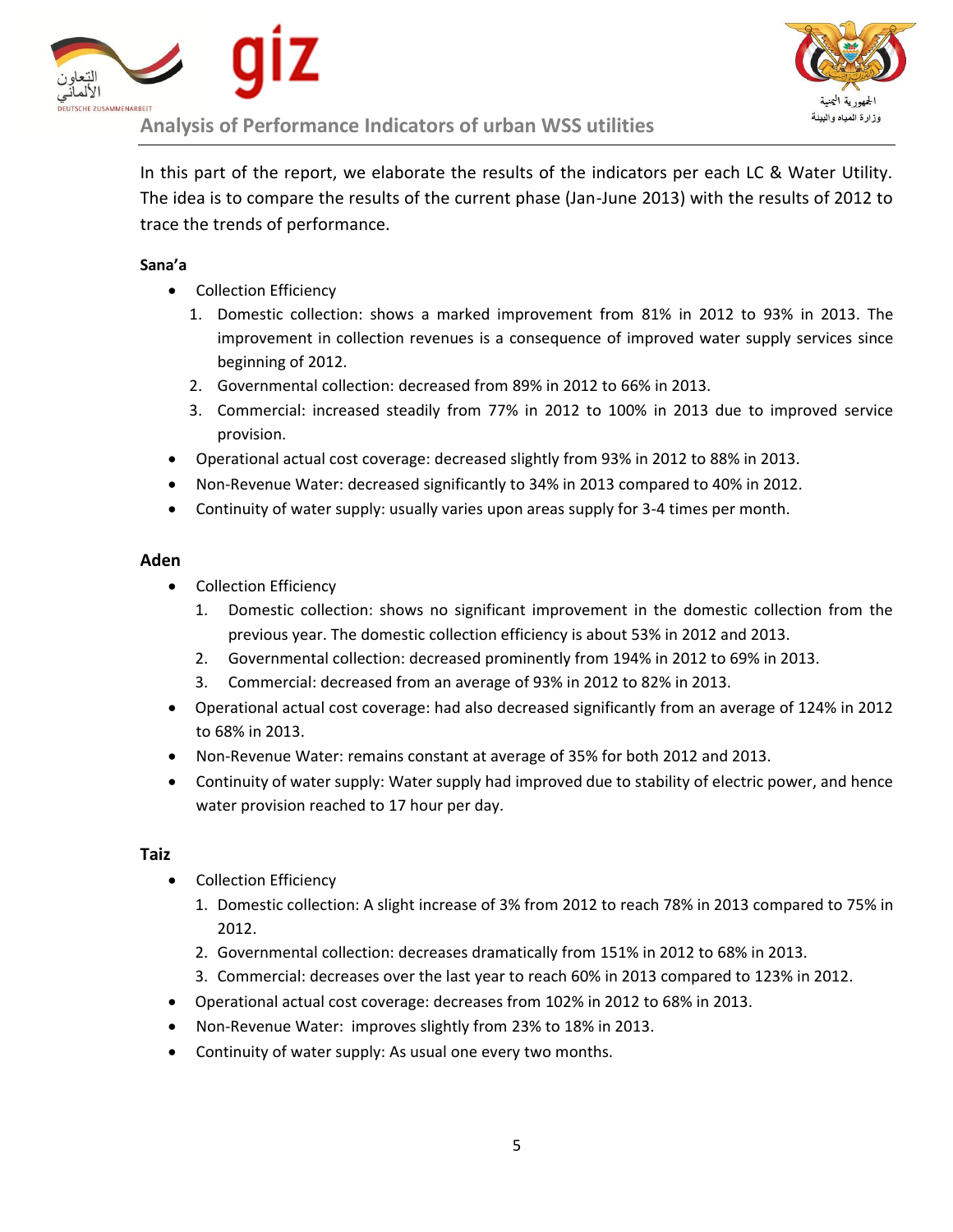In this part of the report, we elaborate the results of the indicators per each LC & Water Utility. The idea is to compare the results of the current phase (Jan-June 2013) with the results of 2012 to trace the trends of performance.

**Sana'a**

- Collection Efficiency
  1. Domestic collection: shows a marked improvement from 81% in 2012 to 93% in 2013. The improvement in collection revenues is a consequence of improved water supply services since beginning of 2012.
  2. Governmental collection: decreased from 89% in 2012 to 66% in 2013.
  3. Commercial: increased steadily from 77% in 2012 to 100% in 2013 due to improved service provision.
- Operational actual cost coverage: decreased slightly from 93% in 2012 to 88% in 2013.
- Non-Revenue Water: decreased significantly to 34% in 2013 compared to 40% in 2012.
- Continuity of water supply: usually varies upon areas supply for 3-4 times per month.

**Aden**

- Collection Efficiency
  1. Domestic collection: shows no significant improvement in the domestic collection from the previous year. The domestic collection efficiency is about 53% in 2012 and 2013.
  2. Governmental collection: decreased prominently from 194% in 2012 to 69% in 2013.
  3. Commercial: decreased from an average of 93% in 2012 to 82% in 2013.
- Operational actual cost coverage: had also decreased significantly from an average of 124% in 2012 to 68% in 2013.
- Non-Revenue Water: remains constant at average of 35% for both 2012 and 2013.
- Continuity of water supply: Water supply had improved due to stability of electric power, and hence water provision reached to 17 hour per day.

**Taiz**

- Collection Efficiency
  1. Domestic collection: A slight increase of 3% from 2012 to reach 78% in 2013 compared to 75% in 2012.
  2. Governmental collection: decreases dramatically from 151% in 2012 to 68% in 2013.
  3. Commercial: decreases over the last year to reach 60% in 2013 compared to 123% in 2012.
- Operational actual cost coverage: decreases from 102% in 2012 to 68% in 2013.
- Non-Revenue Water: improves slightly from 23% to 18% in 2013.
- Continuity of water supply: As usual one every two months.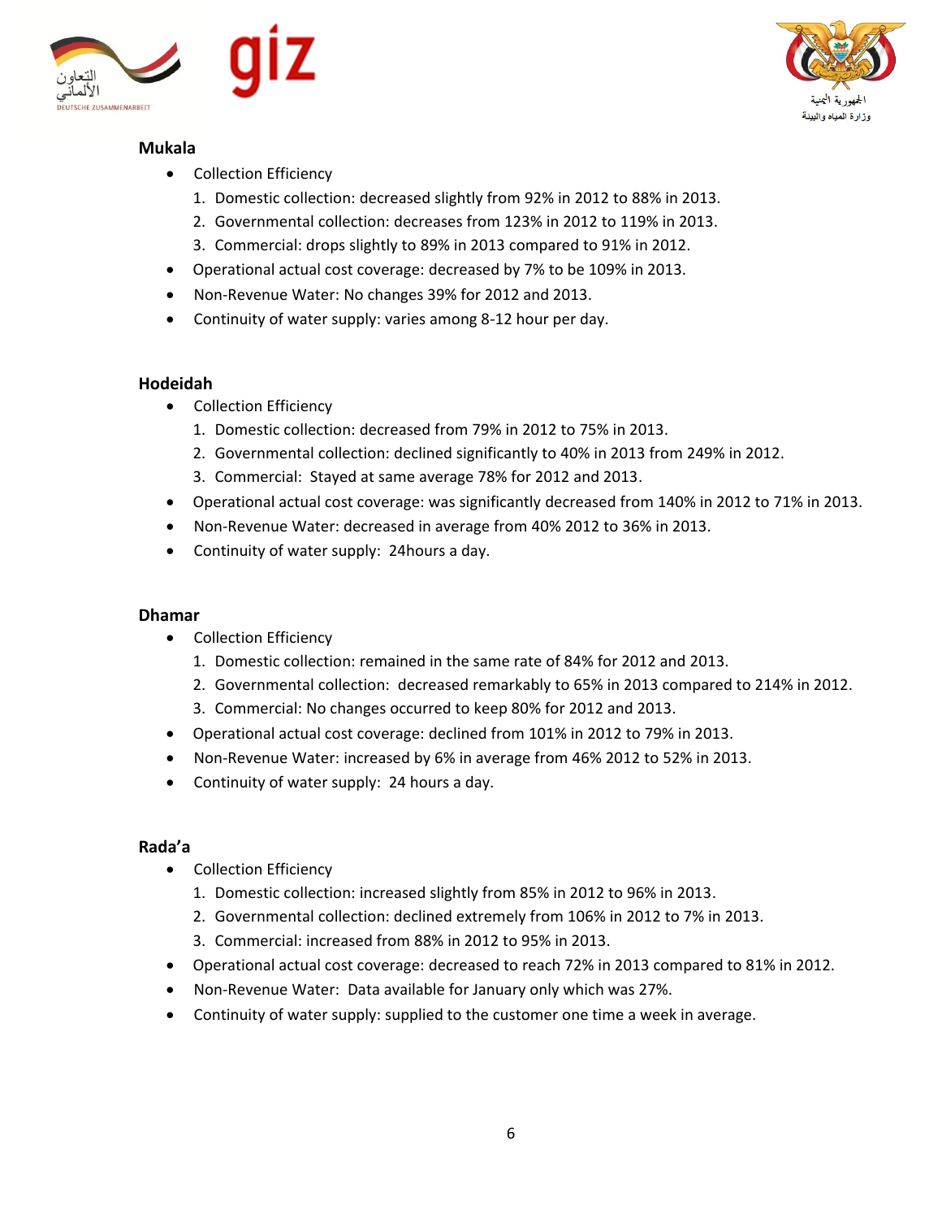### Mukala

- Collection Efficiency
  1. Domestic collection: decreased slightly from 92% in 2012 to 88% in 2013.
  2. Governmental collection: decreases from 123% in 2012 to 119% in 2013.
  3. Commercial: drops slightly to 89% in 2013 compared to 91% in 2012.
- Operational actual cost coverage: decreased by 7% to be 109% in 2013.
- Non-Revenue Water: No changes 39% for 2012 and 2013.
- Continuity of water supply: varies among 8-12 hour per day.

### Hodeidah

- Collection Efficiency
  1. Domestic collection: decreased from 79% in 2012 to 75% in 2013.
  2. Governmental collection: declined significantly to 40% in 2013 from 249% in 2012.
  3. Commercial: Stayed at same average 78% for 2012 and 2013.
- Operational actual cost coverage: was significantly decreased from 140% in 2012 to 71% in 2013.
- Non-Revenue Water: decreased in average from 40% 2012 to 36% in 2013.
- Continuity of water supply: 24hours a day.

### Dhamar

- Collection Efficiency
  1. Domestic collection: remained in the same rate of 84% for 2012 and 2013.
  2. Governmental collection: decreased remarkably to 65% in 2013 compared to 214% in 2012.
  3. Commercial: No changes occurred to keep 80% for 2012 and 2013.
- Operational actual cost coverage: declined from 101% in 2012 to 79% in 2013.
- Non-Revenue Water: increased by 6% in average from 46% 2012 to 52% in 2013.
- Continuity of water supply: 24 hours a day.

### Rada'a

- Collection Efficiency
  1. Domestic collection: increased slightly from 85% in 2012 to 96% in 2013.
  2. Governmental collection: declined extremely from 106% in 2012 to 7% in 2013.
  3. Commercial: increased from 88% in 2012 to 95% in 2013.
- Operational actual cost coverage: decreased to reach 72% in 2013 compared to 81% in 2012.
- Non-Revenue Water: Data available for January only which was 27%.
- Continuity of water supply: supplied to the customer one time a week in average.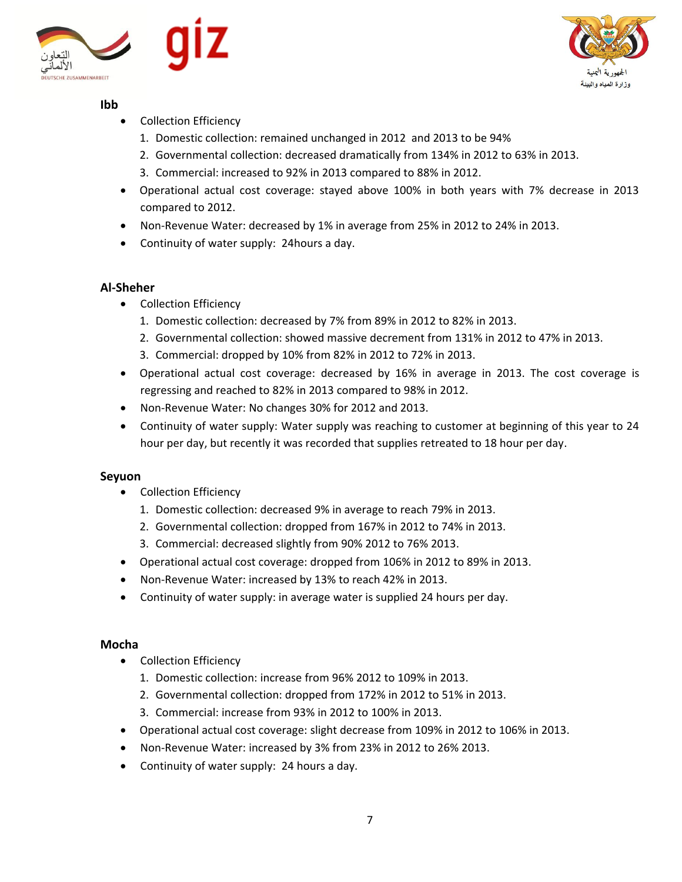## Ibb

- Collection Efficiency
  1. Domestic collection: remained unchanged in 2012 and 2013 to be 94%
  2. Governmental collection: decreased dramatically from 134% in 2012 to 63% in 2013.
  3. Commercial: increased to 92% in 2013 compared to 88% in 2012.
- Operational actual cost coverage: stayed above 100% in both years with 7% decrease in 2013 compared to 2012.
- Non-Revenue Water: decreased by 1% in average from 25% in 2012 to 24% in 2013.
- Continuity of water supply: 24hours a day.

## Al-Sheher

- Collection Efficiency
  1. Domestic collection: decreased by 7% from 89% in 2012 to 82% in 2013.
  2. Governmental collection: showed massive decrement from 131% in 2012 to 47% in 2013.
  3. Commercial: dropped by 10% from 82% in 2012 to 72% in 2013.
- Operational actual cost coverage: decreased by 16% in average in 2013. The cost coverage is regressing and reached to 82% in 2013 compared to 98% in 2012.
- Non-Revenue Water: No changes 30% for 2012 and 2013.
- Continuity of water supply: Water supply was reaching to customer at beginning of this year to 24 hour per day, but recently it was recorded that supplies retreated to 18 hour per day.

## Seyuon

- Collection Efficiency
  1. Domestic collection: decreased 9% in average to reach 79% in 2013.
  2. Governmental collection: dropped from 167% in 2012 to 74% in 2013.
  3. Commercial: decreased slightly from 90% 2012 to 76% 2013.
- Operational actual cost coverage: dropped from 106% in 2012 to 89% in 2013.
- Non-Revenue Water: increased by 13% to reach 42% in 2013.
- Continuity of water supply: in average water is supplied 24 hours per day.

## Mocha

- Collection Efficiency
  1. Domestic collection: increase from 96% 2012 to 109% in 2013.
  2. Governmental collection: dropped from 172% in 2012 to 51% in 2013.
  3. Commercial: increase from 93% in 2012 to 100% in 2013.
- Operational actual cost coverage: slight decrease from 109% in 2012 to 106% in 2013.
- Non-Revenue Water: increased by 3% from 23% in 2012 to 26% 2013.
- Continuity of water supply: 24 hours a day.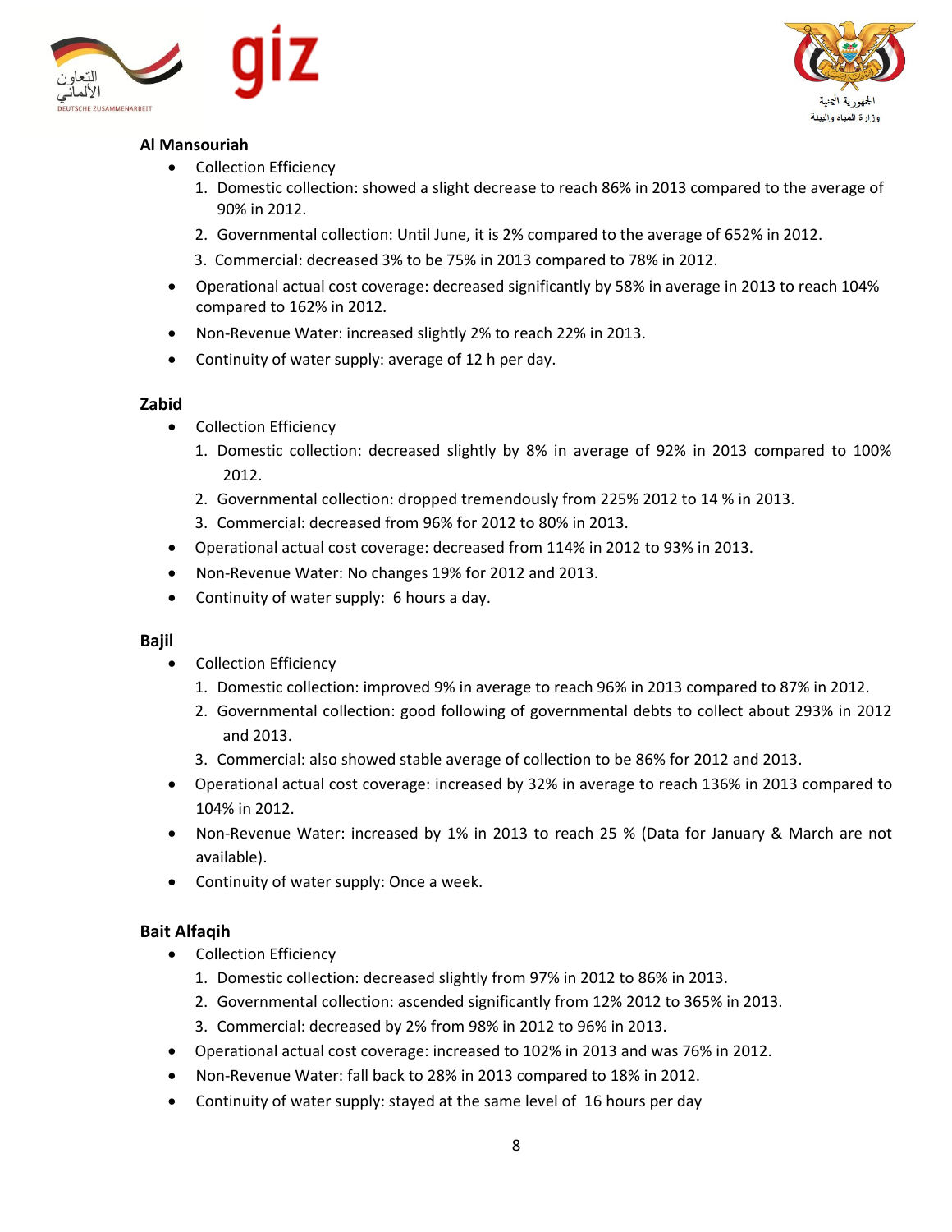**Al Mansouriah**

- Collection Efficiency
  1. Domestic collection: showed a slight decrease to reach 86% in 2013 compared to the average of 90% in 2012.
  2. Governmental collection: Until June, it is 2% compared to the average of 652% in 2012.
  3. Commercial: decreased 3% to be 75% in 2013 compared to 78% in 2012.
- Operational actual cost coverage: decreased significantly by 58% in average in 2013 to reach 104% compared to 162% in 2012.
- Non-Revenue Water: increased slightly 2% to reach 22% in 2013.
- Continuity of water supply: average of 12 h per day.

**Zabid**

- Collection Efficiency
  1. Domestic collection: decreased slightly by 8% in average of 92% in 2013 compared to 100% 2012.
  2. Governmental collection: dropped tremendously from 225% 2012 to 14 % in 2013.
  3. Commercial: decreased from 96% for 2012 to 80% in 2013.
- Operational actual cost coverage: decreased from 114% in 2012 to 93% in 2013.
- Non-Revenue Water: No changes 19% for 2012 and 2013.
- Continuity of water supply: 6 hours a day.

**Bajil**

- Collection Efficiency
  1. Domestic collection: improved 9% in average to reach 96% in 2013 compared to 87% in 2012.
  2. Governmental collection: good following of governmental debts to collect about 293% in 2012 and 2013.
  3. Commercial: also showed stable average of collection to be 86% for 2012 and 2013.
- Operational actual cost coverage: increased by 32% in average to reach 136% in 2013 compared to 104% in 2012.
- Non-Revenue Water: increased by 1% in 2013 to reach 25 % (Data for January & March are not available).
- Continuity of water supply: Once a week.

**Bait Alfaqih**

- Collection Efficiency
  1. Domestic collection: decreased slightly from 97% in 2012 to 86% in 2013.
  2. Governmental collection: ascended significantly from 12% 2012 to 365% in 2013.
  3. Commercial: decreased by 2% from 98% in 2012 to 96% in 2013.
- Operational actual cost coverage: increased to 102% in 2013 and was 76% in 2012.
- Non-Revenue Water: fall back to 28% in 2013 compared to 18% in 2012.
- Continuity of water supply: stayed at the same level of 16 hours per day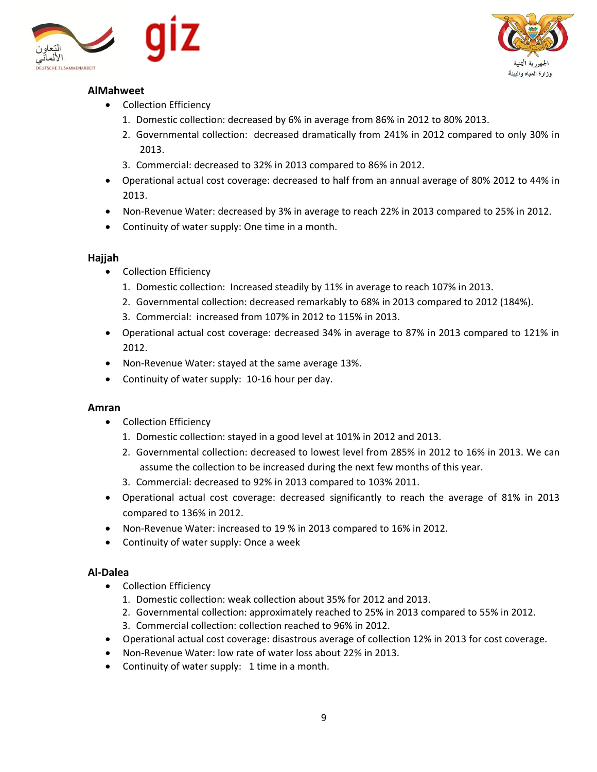**AlMahweet**

- Collection Efficiency
    1. Domestic collection: decreased by 6% in average from 86% in 2012 to 80% 2013.
    2. Governmental collection: decreased dramatically from 241% in 2012 compared to only 30% in 2013.
    3. Commercial: decreased to 32% in 2013 compared to 86% in 2012.
- Operational actual cost coverage: decreased to half from an annual average of 80% 2012 to 44% in 2013.
- Non-Revenue Water: decreased by 3% in average to reach 22% in 2013 compared to 25% in 2012.
- Continuity of water supply: One time in a month.

**Hajjah**

- Collection Efficiency
    1. Domestic collection: Increased steadily by 11% in average to reach 107% in 2013.
    2. Governmental collection: decreased remarkably to 68% in 2013 compared to 2012 (184%).
    3. Commercial: increased from 107% in 2012 to 115% in 2013.
- Operational actual cost coverage: decreased 34% in average to 87% in 2013 compared to 121% in 2012.
- Non-Revenue Water: stayed at the same average 13%.
- Continuity of water supply: 10-16 hour per day.

**Amran**

- Collection Efficiency
    1. Domestic collection: stayed in a good level at 101% in 2012 and 2013.
    2. Governmental collection: decreased to lowest level from 285% in 2012 to 16% in 2013. We can assume the collection to be increased during the next few months of this year.
    3. Commercial: decreased to 92% in 2013 compared to 103% 2011.
- Operational actual cost coverage: decreased significantly to reach the average of 81% in 2013 compared to 136% in 2012.
- Non-Revenue Water: increased to 19 % in 2013 compared to 16% in 2012.
- Continuity of water supply: Once a week

**Al-Dalea**

- Collection Efficiency
    1. Domestic collection: weak collection about 35% for 2012 and 2013.
    2. Governmental collection: approximately reached to 25% in 2013 compared to 55% in 2012.
    3. Commercial collection: collection reached to 96% in 2012.
- Operational actual cost coverage: disastrous average of collection 12% in 2013 for cost coverage.
- Non-Revenue Water: low rate of water loss about 22% in 2013.
- Continuity of water supply: 1 time in a month.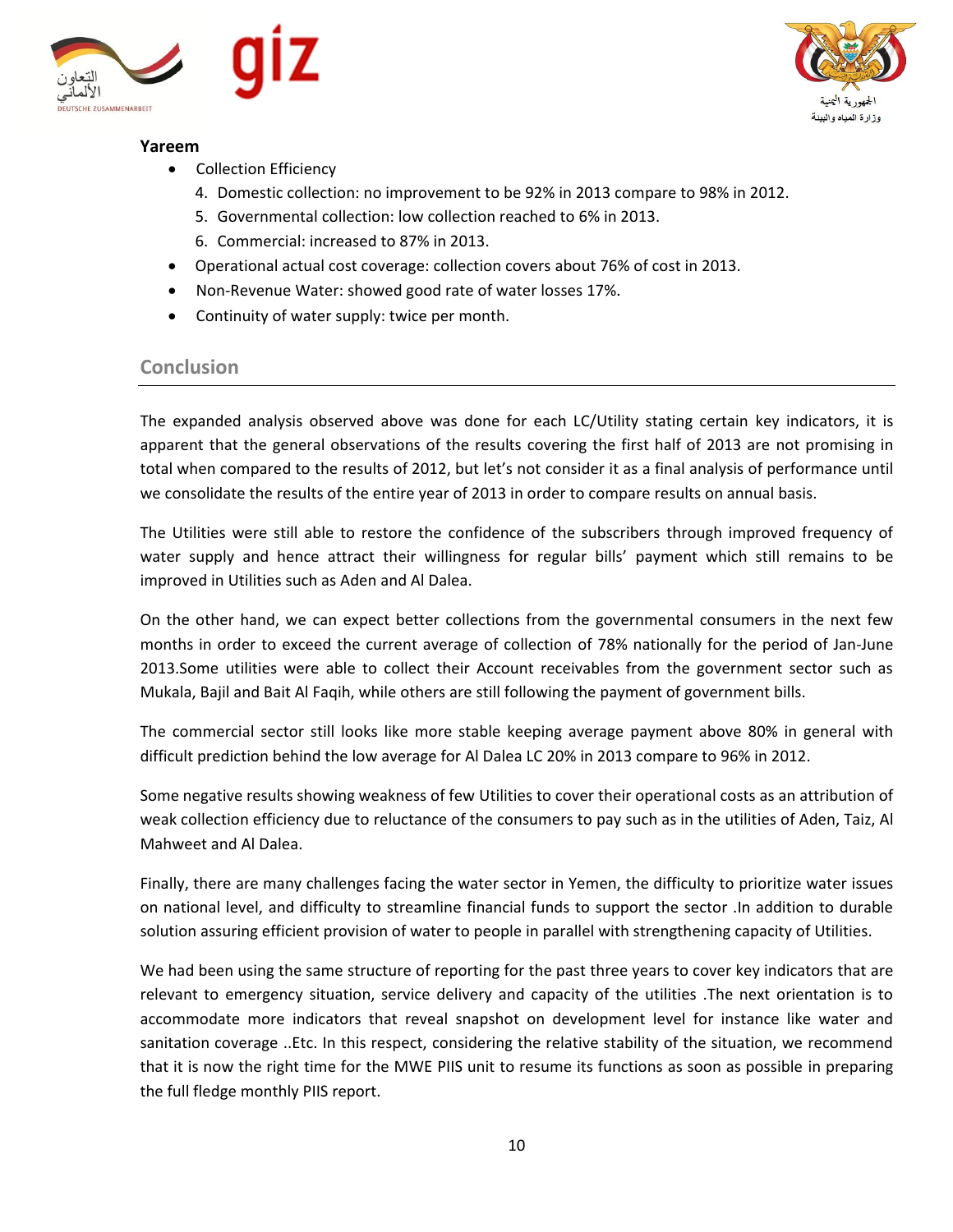**Yareem**

- Collection Efficiency
    4. Domestic collection: no improvement to be 92% in 2013 compare to 98% in 2012.
    5. Governmental collection: low collection reached to 6% in 2013.
    6. Commercial: increased to 87% in 2013.
- Operational actual cost coverage: collection covers about 76% of cost in 2013.
- Non-Revenue Water: showed good rate of water losses 17%.
- Continuity of water supply: twice per month.

## Conclusion

The expanded analysis observed above was done for each LC/Utility stating certain key indicators, it is apparent that the general observations of the results covering the first half of 2013 are not promising in total when compared to the results of 2012, but let's not consider it as a final analysis of performance until we consolidate the results of the entire year of 2013 in order to compare results on annual basis.

The Utilities were still able to restore the confidence of the subscribers through improved frequency of water supply and hence attract their willingness for regular bills' payment which still remains to be improved in Utilities such as Aden and Al Dalea.

On the other hand, we can expect better collections from the governmental consumers in the next few months in order to exceed the current average of collection of 78% nationally for the period of Jan-June 2013.Some utilities were able to collect their Account receivables from the government sector such as Mukala, Bajil and Bait Al Faqih, while others are still following the payment of government bills.

The commercial sector still looks like more stable keeping average payment above 80% in general with difficult prediction behind the low average for Al Dalea LC 20% in 2013 compare to 96% in 2012.

Some negative results showing weakness of few Utilities to cover their operational costs as an attribution of weak collection efficiency due to reluctance of the consumers to pay such as in the utilities of Aden, Taiz, Al Mahweet and Al Dalea.

Finally, there are many challenges facing the water sector in Yemen, the difficulty to prioritize water issues on national level, and difficulty to streamline financial funds to support the sector .In addition to durable solution assuring efficient provision of water to people in parallel with strengthening capacity of Utilities.

We had been using the same structure of reporting for the past three years to cover key indicators that are relevant to emergency situation, service delivery and capacity of the utilities .The next orientation is to accommodate more indicators that reveal snapshot on development level for instance like water and sanitation coverage ..Etc. In this respect, considering the relative stability of the situation, we recommend that it is now the right time for the MWE PIIS unit to resume its functions as soon as possible in preparing the full fledge monthly PIIS report.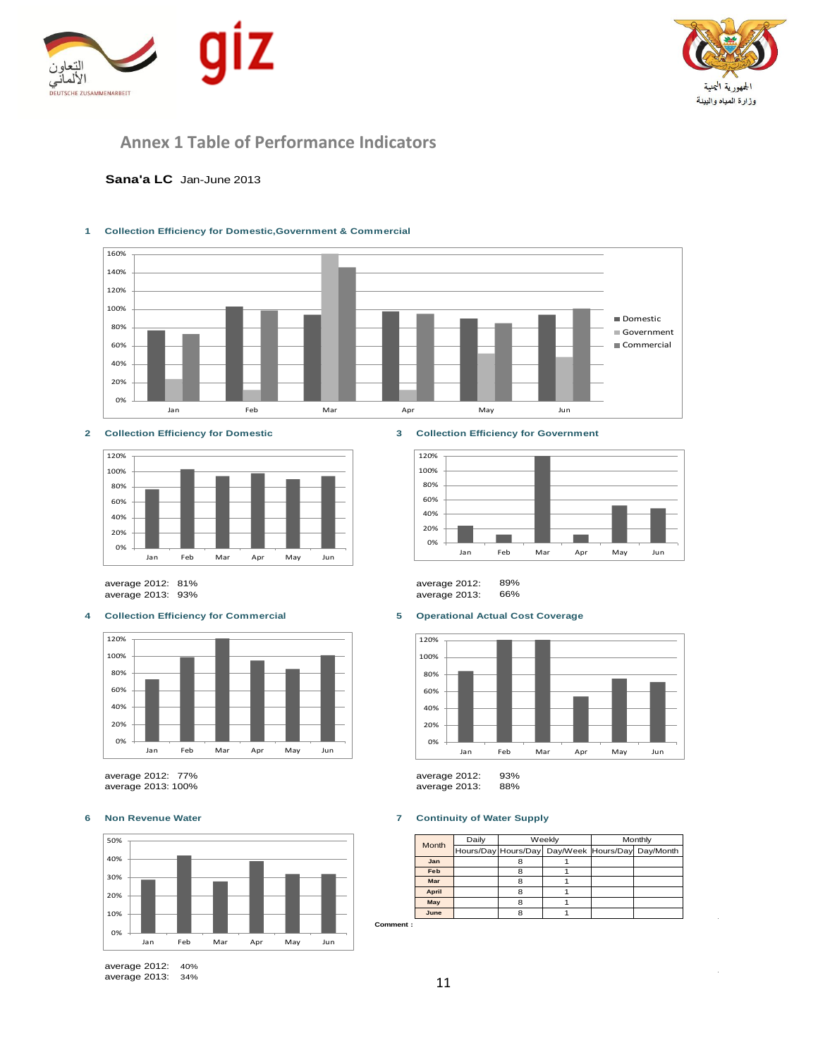# Annex 1 Table of Performance Indicators

**Sana'a LC** Jan-June 2013

**1 Collection Efficiency for Domestic,Government & Commercial**

**2 Collection Efficiency for Domestic**

average 2012: 81%
average 2013: 93%

**3 Collection Efficiency for Government**

average 2012: 89%
average 2013: 66%

**4 Collection Efficiency for Commercial**

average 2012: 77%
average 2013: 100%

**5 Operational Actual Cost Coverage**

average 2012: 93%
average 2013: 88%

**6 Non Revenue Water**

average 2012: 40%
average 2013: 34%

**7 Continuity of Water Supply**

| Month | Daily | Weekly | | Monthly | |
|---|---|---|---|---|---|
| | Hours/Day | Hours/Day | Day/Week | Hours/Day | Day/Month |
| Jan | | 8 | 1 | | |
| Feb | | 8 | 1 | | |
| Mar | | 8 | 1 | | |
| April | | 8 | 1 | | |
| May | | 8 | 1 | | |
| June | | 8 | 1 | | |

**Comment :**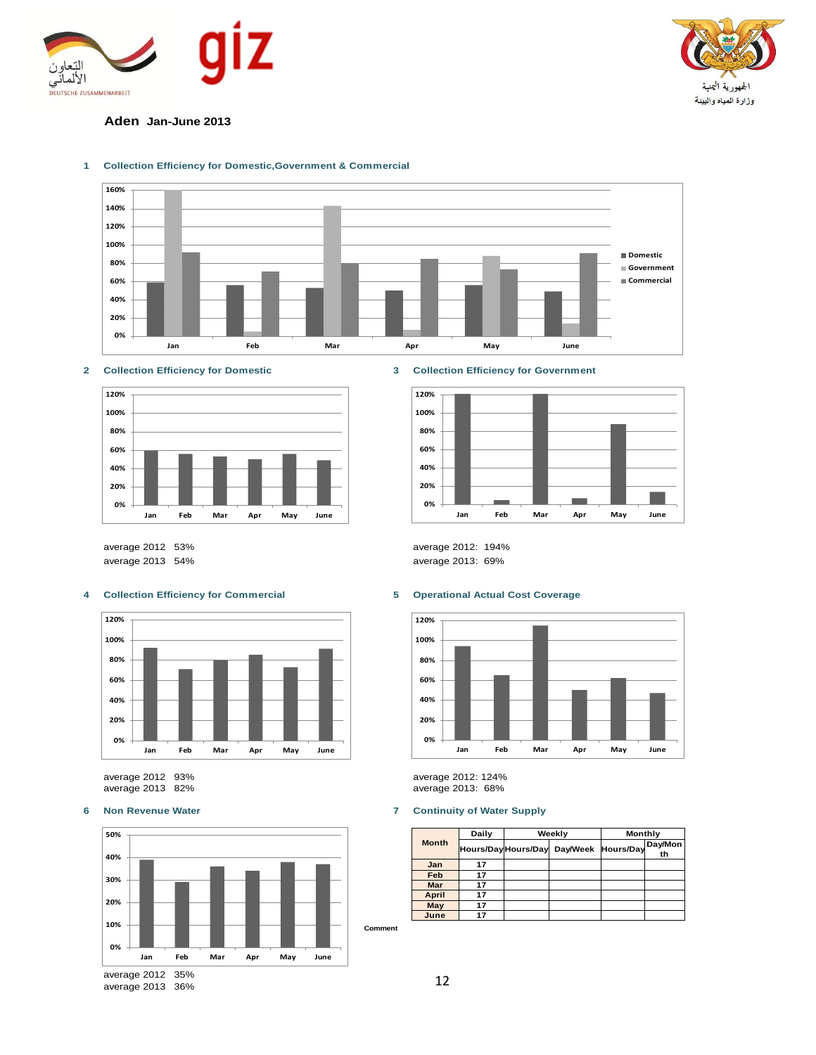Aden **Jan-June 2013**

### 1 Collection Efficiency for Domestic,Government & Commercial

### 2 Collection Efficiency for Domestic

average 2012 53%
average 2013 54%

### 3 Collection Efficiency for Government

average 2012: 194%
average 2013: 69%

### 4 Collection Efficiency for Commercial

average 2012 93%
average 2013 82%

### 5 Operational Actual Cost Coverage

average 2012: 124%
average 2013: 68%

### 6 Non Revenue Water

average 2012 35%
average 2013 36%

### 7 Continuity of Water Supply

| Month | Daily | Weekly | | Monthly | |
|---|---|---|---|---|---|
| | Hours/Day | Hours/Day | Day/Week | Hours/Day | Day/Month |
| Jan | 17 | | | | |
| Feb | 17 | | | | |
| Mar | 17 | | | | |
| April | 17 | | | | |
| May | 17 | | | | |
| June | 17 | | | | |

Comment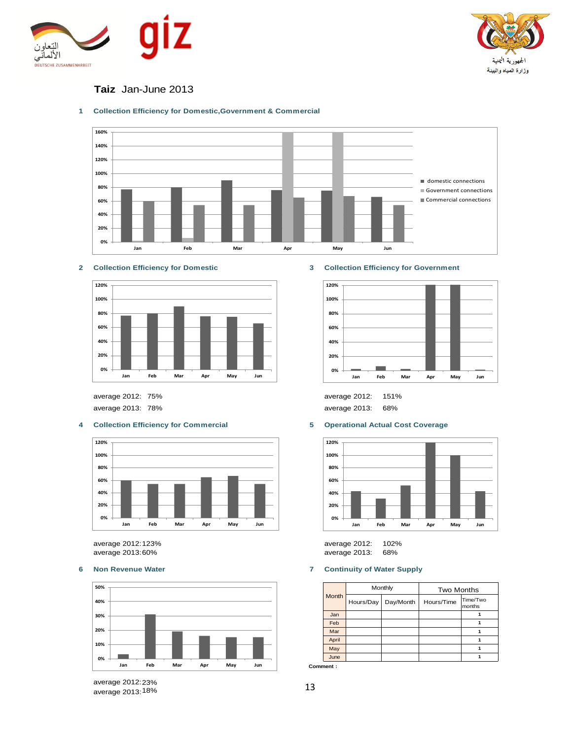**Taiz** Jan-June 2013

## 1 Collection Efficiency for Domestic,Government & Commercial

## 2 Collection Efficiency for Domestic

average 2012: 75%

average 2013: 78%

## 3 Collection Efficiency for Government

average 2012: 151%

average 2013: 68%

## 4 Collection Efficiency for Commercial

average 2012: 123%

average 2013: 60%

## 5 Operational Actual Cost Coverage

average 2012: 102%

average 2013: 68%

## 6 Non Revenue Water

average 2012: 23%

average 2013: 18%

## 7 Continuity of Water Supply

| Month | Monthly | | Two Months | |
|---|---|---|---|---|
| | Hours/Day | Day/Month | Hours/Time | Time/Two months |
| Jan | | | | 1 |
| Feb | | | | 1 |
| Mar | | | | 1 |
| April | | | | 1 |
| May | | | | 1 |
| June | | | | 1 |

**Comment :**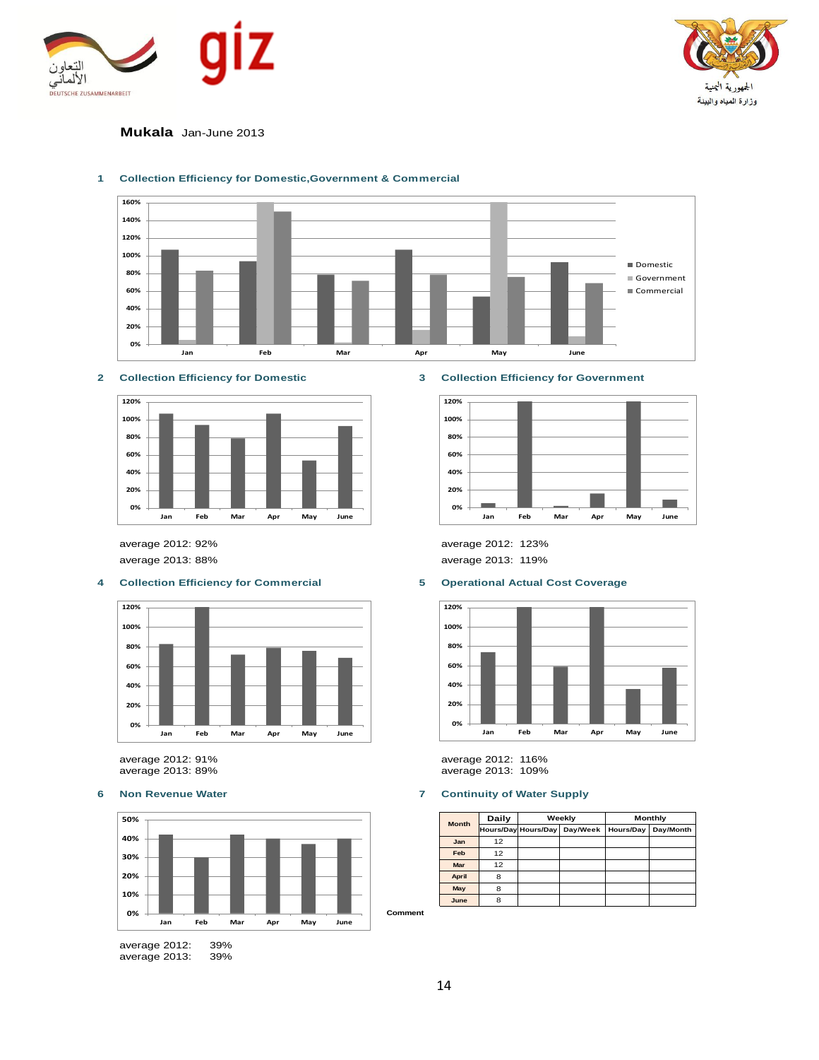**Mukala** Jan-June 2013

## 1 Collection Efficiency for Domestic,Government & Commercial

## 2 Collection Efficiency for Domestic

average 2012: 92%

average 2013: 88%

## 3 Collection Efficiency for Government

average 2012: 123%

average 2013: 119%

## 4 Collection Efficiency for Commercial

average 2012: 91%

average 2013: 89%

## 5 Operational Actual Cost Coverage

average 2012: 116%

average 2013: 109%

## 6 Non Revenue Water

average 2012: 39%

average 2013: 39%

## 7 Continuity of Water Supply

| Month | Daily | Weekly | | Monthly | |
|---|---|---|---|---|---|
| | Hours/Day | Hours/Day | Day/Week | Hours/Day | Day/Month |
| Jan | 12 | | | | |
| Feb | 12 | | | | |
| Mar | 12 | | | | |
| April | 8 | | | | |
| May | 8 | | | | |
| June | 8 | | | | |

Comment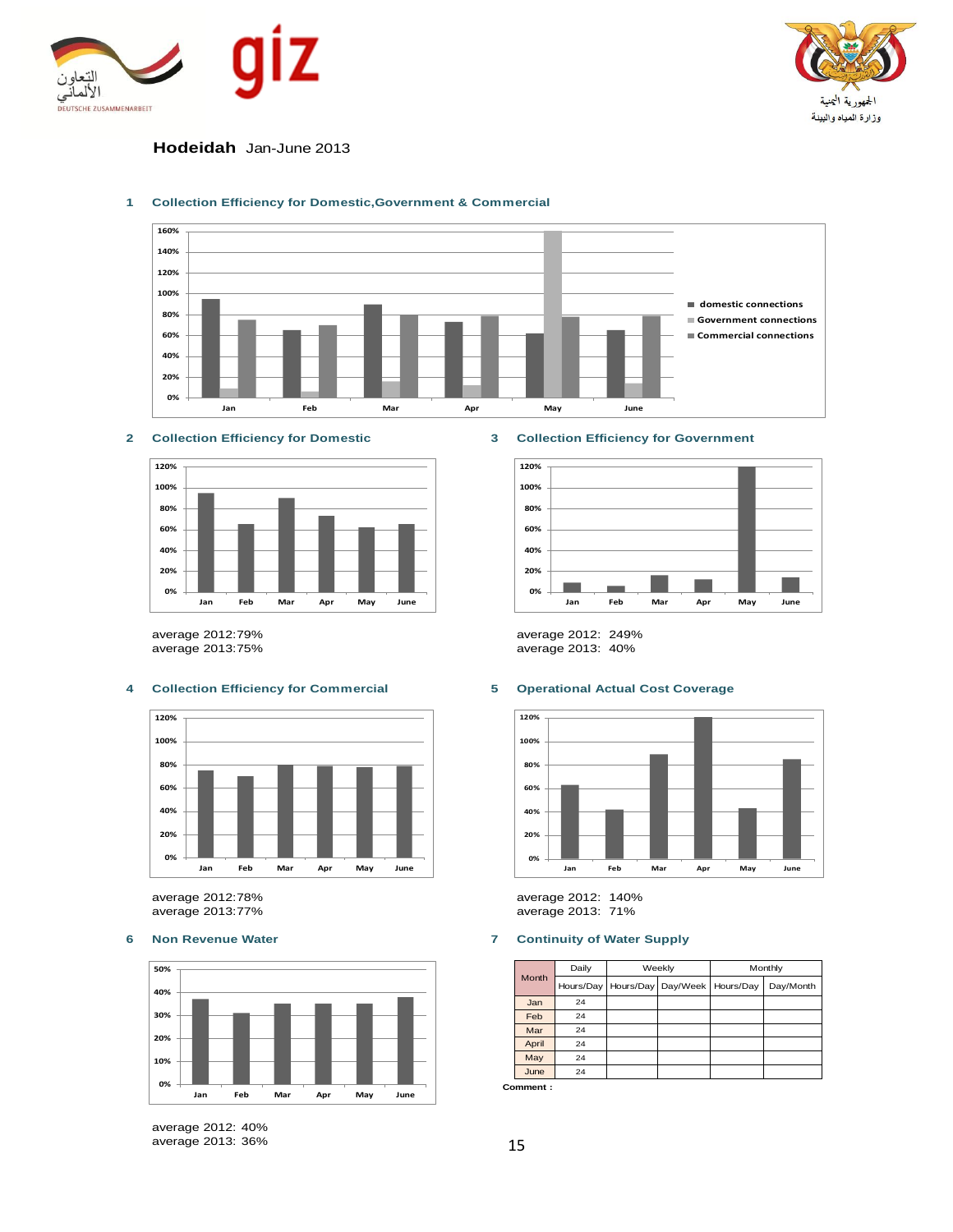**Hodeidah** Jan-June 2013

### 1 Collection Efficiency for Domestic,Government & Commercial

### 2 Collection Efficiency for Domestic

average 2012:79%
average 2013:75%

### 3 Collection Efficiency for Government

average 2012: 249%
average 2013: 40%

### 4 Collection Efficiency for Commercial

average 2012:78%
average 2013:77%

### 5 Operational Actual Cost Coverage

average 2012: 140%
average 2013: 71%

### 6 Non Revenue Water

average 2012: 40%
average 2013: 36%

### 7 Continuity of Water Supply

| Month | Daily | Weekly | | Monthly | |
|---|---|---|---|---|---|
| | Hours/Day | Hours/Day | Day/Week | Hours/Day | Day/Month |
| Jan | 24 | | | | |
| Feb | 24 | | | | |
| Mar | 24 | | | | |
| April | 24 | | | | |
| May | 24 | | | | |
| June | 24 | | | | |

**Comment :**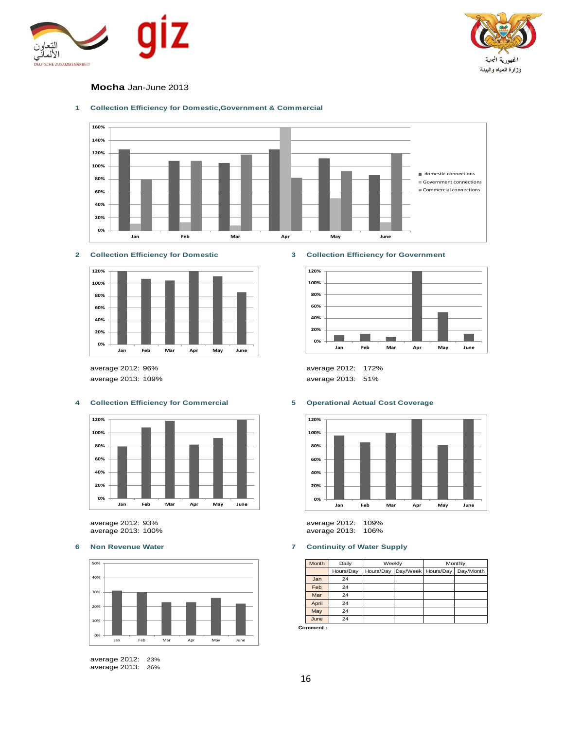**Mocha** Jan-June 2013

## 1 Collection Efficiency for Domestic,Government & Commercial

## 2 Collection Efficiency for Domestic

average 2012: 96%
average 2013: 109%

## 3 Collection Efficiency for Government

average 2012: 172%
average 2013: 51%

## 4 Collection Efficiency for Commercial

average 2012: 93%
average 2013: 100%

## 5 Operational Actual Cost Coverage

average 2012: 109%
average 2013: 106%

## 6 Non Revenue Water

average 2012: 23%
average 2013: 26%

## 7 Continuity of Water Supply

| Month | Daily | Weekly | | Monthly | |
|---|---|---|---|---|---|
| | Hours/Day | Hours/Day | Day/Week | Hours/Day | Day/Month |
| Jan | 24 | | | | |
| Feb | 24 | | | | |
| Mar | 24 | | | | |
| April | 24 | | | | |
| May | 24 | | | | |
| June | 24 | | | | |

**Comment :**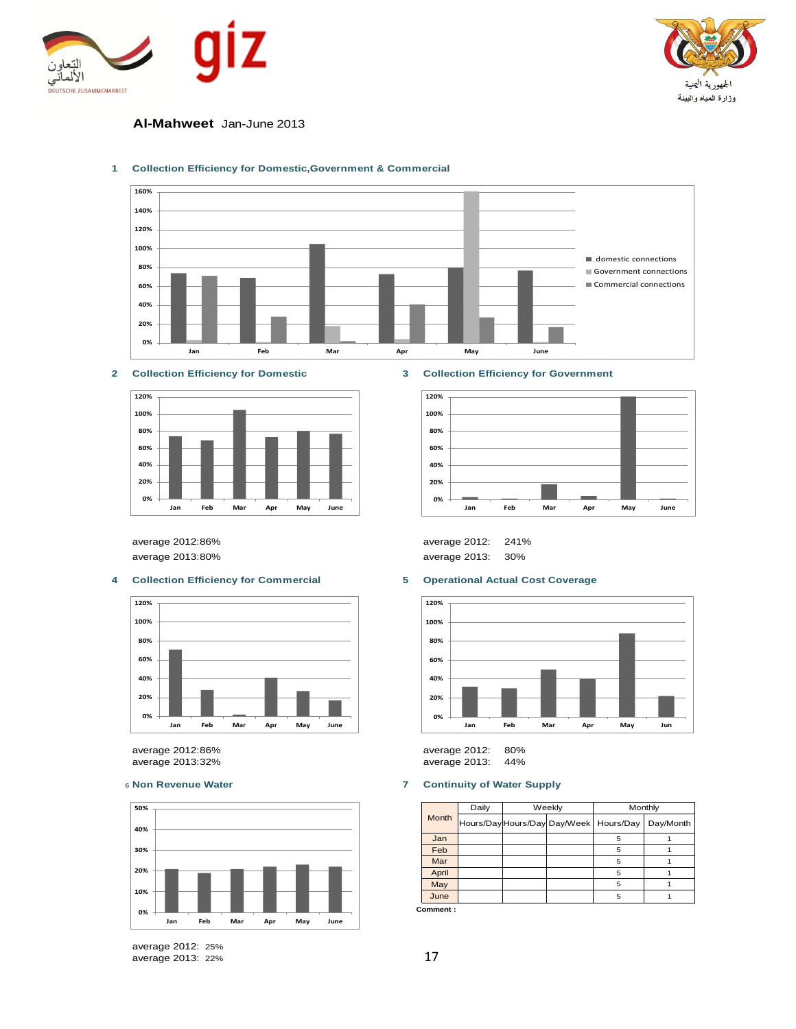**Al-Mahweet** Jan-June 2013

## 1 Collection Efficiency for Domestic,Government & Commercial

## 2 Collection Efficiency for Domestic

average 2012:86%
average 2013:80%

## 3 Collection Efficiency for Government

average 2012: 241%
average 2013: 30%

## 4 Collection Efficiency for Commercial

average 2012:86%
average 2013:32%

## 5 Operational Actual Cost Coverage

average 2012: 80%
average 2013: 44%

## 6 Non Revenue Water

average 2012: 25%
average 2013: 22%

## 7 Continuity of Water Supply

| Month | Daily | Weekly | | Monthly | |
|---|---|---|---|---|---|
| | Hours/Day | Hours/Day | Day/Week | Hours/Day | Day/Month |
| Jan | | | | 5 | 1 |
| Feb | | | | 5 | 1 |
| Mar | | | | 5 | 1 |
| April | | | | 5 | 1 |
| May | | | | 5 | 1 |
| June | | | | 5 | 1 |

**Comment :**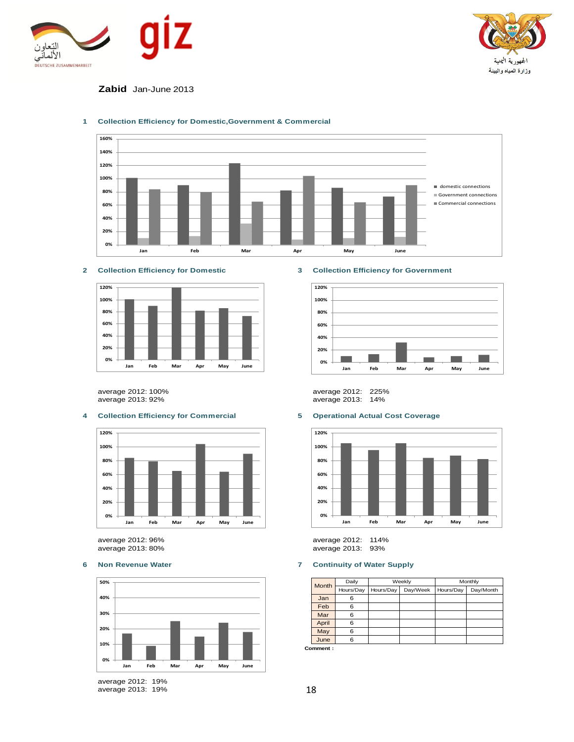**Zabid** Jan-June 2013

## 1 Collection Efficiency for Domestic,Government & Commercial

## 2 Collection Efficiency for Domestic

average 2012: 100%
average 2013: 92%

## 3 Collection Efficiency for Government

average 2012: 225%
average 2013: 14%

## 4 Collection Efficiency for Commercial

average 2012: 96%
average 2013: 80%

## 5 Operational Actual Cost Coverage

average 2012: 114%
average 2013: 93%

## 6 Non Revenue Water

average 2012: 19%
average 2013: 19%

## 7 Continuity of Water Supply

| Month | Daily | Weekly | | Monthly | |
|---|---|---|---|---|---|
| | Hours/Day | Hours/Day | Day/Week | Hours/Day | Day/Month |
| Jan | 6 | | | | |
| Feb | 6 | | | | |
| Mar | 6 | | | | |
| April | 6 | | | | |
| May | 6 | | | | |
| June | 6 | | | | |

**Comment :**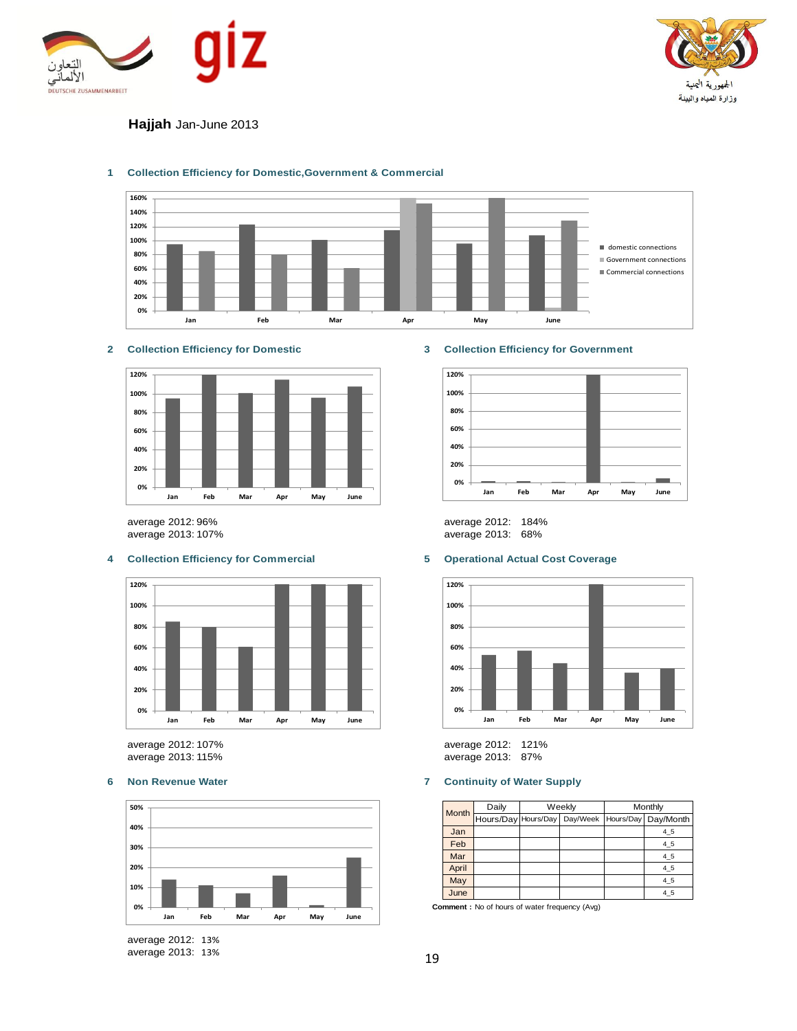**Hajjah** Jan-June 2013

### 1 Collection Efficiency for Domestic,Government & Commercial

### 2 Collection Efficiency for Domestic

average 2012: 96%
average 2013: 107%

### 3 Collection Efficiency for Government

average 2012: 184%
average 2013: 68%

### 4 Collection Efficiency for Commercial

average 2012: 107%
average 2013: 115%

### 5 Operational Actual Cost Coverage

average 2012: 121%
average 2013: 87%

### 6 Non Revenue Water

average 2012: 13%
average 2013: 13%

### 7 Continuity of Water Supply

| Month | Daily | Weekly | | Monthly | |
|---|---|---|---|---|---|
| | Hours/Day | Hours/Day | Day/Week | Hours/Day | Day/Month |
| Jan | | | | | 4_5 |
| Feb | | | | | 4_5 |
| Mar | | | | | 4_5 |
| April | | | | | 4_5 |
| May | | | | | 4_5 |
| June | | | | | 4_5 |

**Comment :** No of hours of water frequency (Avg)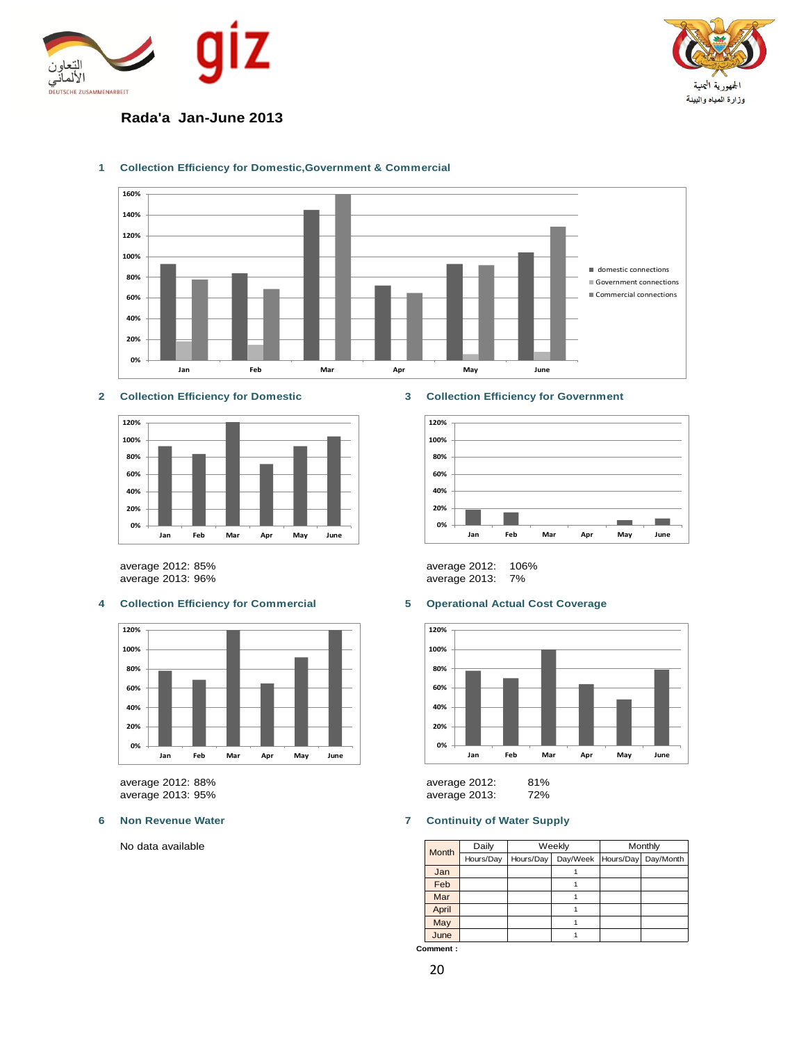# Rada'a Jan-June 2013

## 1 Collection Efficiency for Domestic,Government & Commercial

## 2 Collection Efficiency for Domestic

average 2012: 85%
average 2013: 96%

## 3 Collection Efficiency for Government

average 2012: 106%
average 2013: 7%

## 4 Collection Efficiency for Commercial

average 2012: 88%
average 2013: 95%

## 5 Operational Actual Cost Coverage

average 2012: 81%
average 2013: 72%

## 6 Non Revenue Water

No data available

## 7 Continuity of Water Supply

| Month | Daily | Weekly | | Monthly | |
|---|---|---|---|---|---|
| | Hours/Day | Hours/Day | Day/Week | Hours/Day | Day/Month |
| Jan | | | 1 | | |
| Feb | | | 1 | | |
| Mar | | | 1 | | |
| April | | | 1 | | |
| May | | | 1 | | |
| June | | | 1 | | |

**Comment :**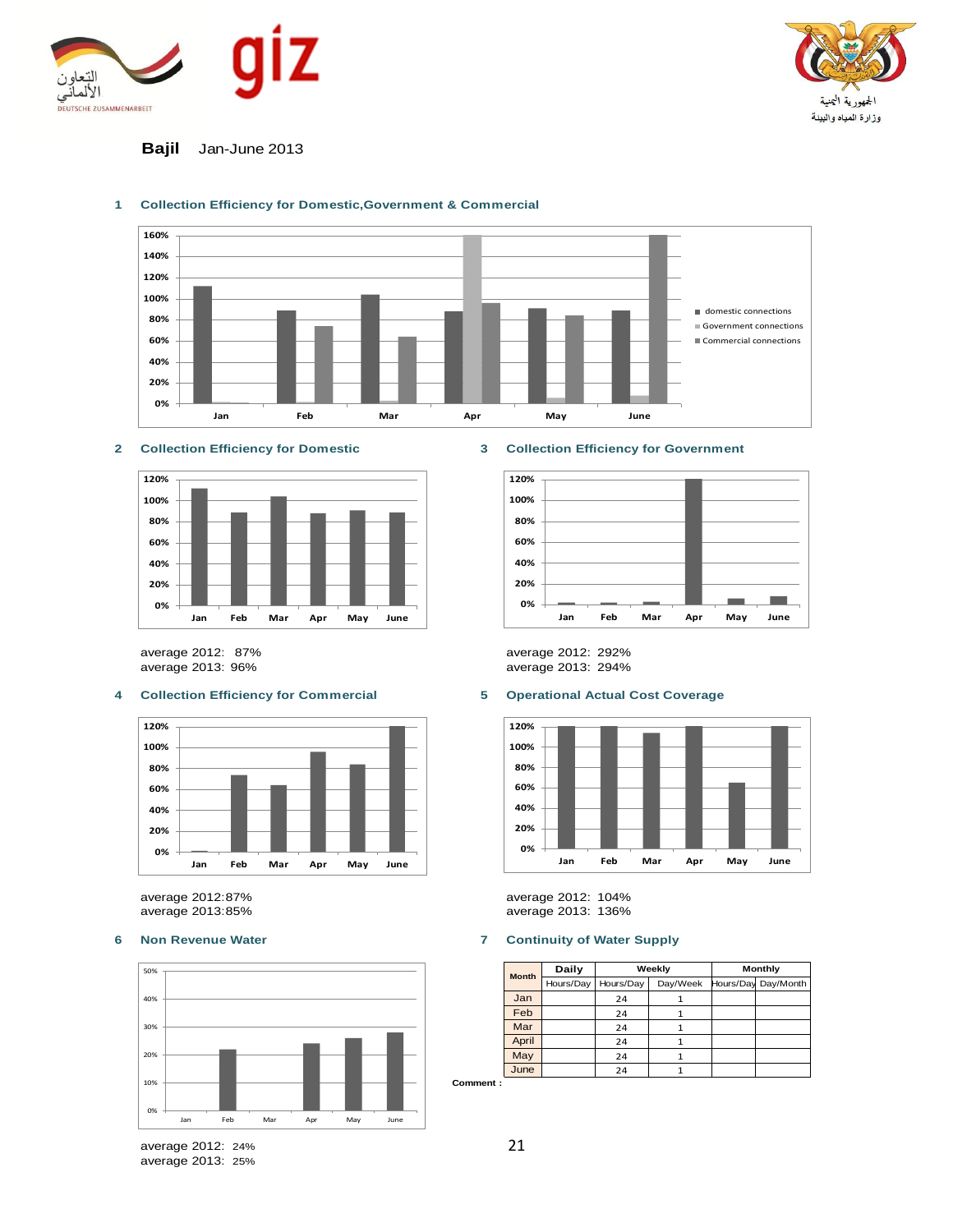**Bajil** Jan-June 2013

## 1 Collection Efficiency for Domestic,Government & Commercial

## 2 Collection Efficiency for Domestic

average 2012: 87%
average 2013: 96%

## 3 Collection Efficiency for Government

average 2012: 292%
average 2013: 294%

## 4 Collection Efficiency for Commercial

average 2012:87%
average 2013:85%

## 5 Operational Actual Cost Coverage

average 2012: 104%
average 2013: 136%

## 6 Non Revenue Water

average 2012: 24%
average 2013: 25%

## 7 Continuity of Water Supply

| Month | Daily | Weekly | | Monthly | |
|---|---|---|---|---|---|
| | Hours/Day | Hours/Day | Day/Week | Hours/Day | Day/Month |
| Jan | | 24 | 1 | | |
| Feb | | 24 | 1 | | |
| Mar | | 24 | 1 | | |
| April | | 24 | 1 | | |
| May | | 24 | 1 | | |
| June | | 24 | 1 | | |

**Comment :**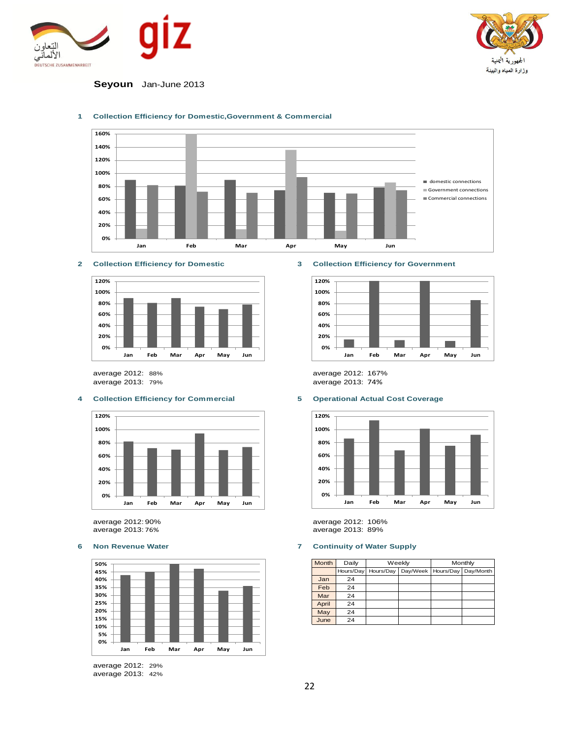**Seyoun** Jan-June 2013

## 1 Collection Efficiency for Domestic,Government & Commercial

## 2 Collection Efficiency for Domestic

average 2012: 88%
average 2013: 79%

## 3 Collection Efficiency for Government

average 2012: 167%
average 2013: 74%

## 4 Collection Efficiency for Commercial

average 2012: 90%
average 2013: 76%

## 5 Operational Actual Cost Coverage

average 2012: 106%
average 2013: 89%

## 6 Non Revenue Water

average 2012: 29%
average 2013: 42%

## 7 Continuity of Water Supply

| Month | Daily | Weekly | | Monthly | |
|---|---|---|---|---|---|
| | Hours/Day | Hours/Day | Day/Week | Hours/Day | Day/Month |
| Jan | 24 | | | | |
| Feb | 24 | | | | |
| Mar | 24 | | | | |
| April | 24 | | | | |
| May | 24 | | | | |
| June | 24 | | | | |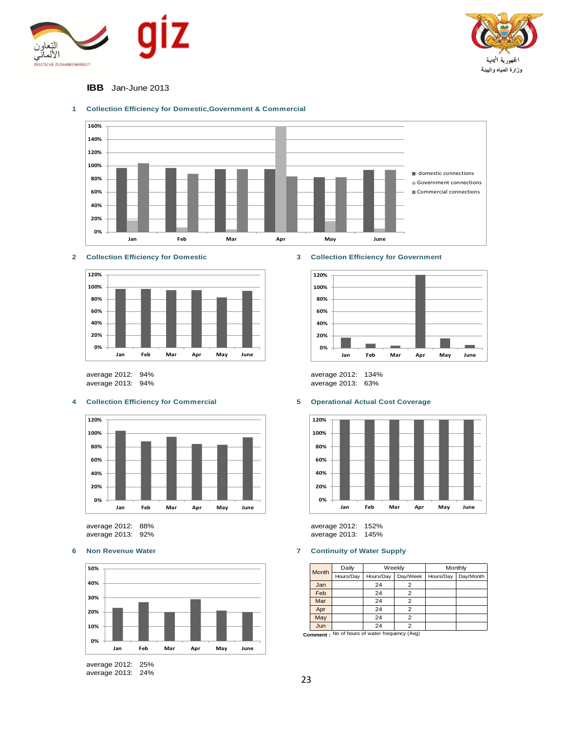**IBB** Jan-June 2013

### 1 Collection Efficiency for Domestic,Government & Commercial

### 2 Collection Efficiency for Domestic

average 2012: 94%
average 2013: 94%

### 3 Collection Efficiency for Government

average 2012: 134%
average 2013: 63%

### 4 Collection Efficiency for Commercial

average 2012: 88%
average 2013: 92%

### 5 Operational Actual Cost Coverage

average 2012: 152%
average 2013: 145%

### 6 Non Revenue Water

average 2012: 25%
average 2013: 24%

### 7 Continuity of Water Supply

| Month | Daily | Weekly | | Monthly | |
|---|---|---|---|---|---|
| | Hours/Day | Hours/Day | Day/Week | Hours/Day | Day/Month |
| Jan | | 24 | 2 | | |
| Feb | | 24 | 2 | | |
| Mar | | 24 | 2 | | |
| Apr | | 24 | 2 | | |
| May | | 24 | 2 | | |
| Jun | | 24 | 2 | | |

**Comment :** No of hours of water frequency (Avg)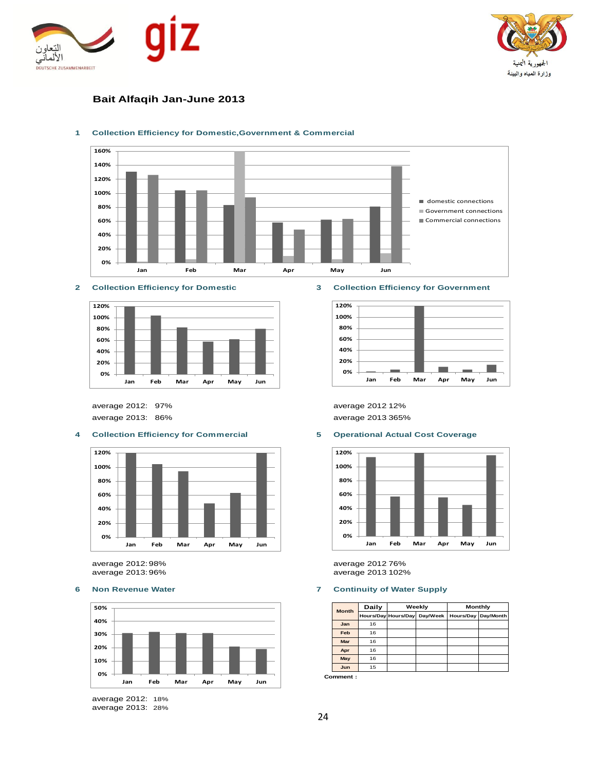## Bait Alfaqih Jan-June 2013

### 1 Collection Efficiency for Domestic,Government & Commercial

### 2 Collection Efficiency for Domestic

average 2012: 97%

average 2013: 86%

### 3 Collection Efficiency for Government

average 2012 12%

average 2013 365%

### 4 Collection Efficiency for Commercial

average 2012: 98%

average 2013: 96%

### 5 Operational Actual Cost Coverage

average 2012 76%

average 2013 102%

### 6 Non Revenue Water

average 2012: 18%

average 2013: 28%

### 7 Continuity of Water Supply

| Month | Daily | Weekly | | Monthly | |
|---|---|---|---|---|---|
| | Hours/Day | Hours/Day | Day/Week | Hours/Day | Day/Month |
| Jan | 16 | | | | |
| Feb | 16 | | | | |
| Mar | 16 | | | | |
| Apr | 16 | | | | |
| May | 16 | | | | |
| Jun | 15 | | | | |

Comment :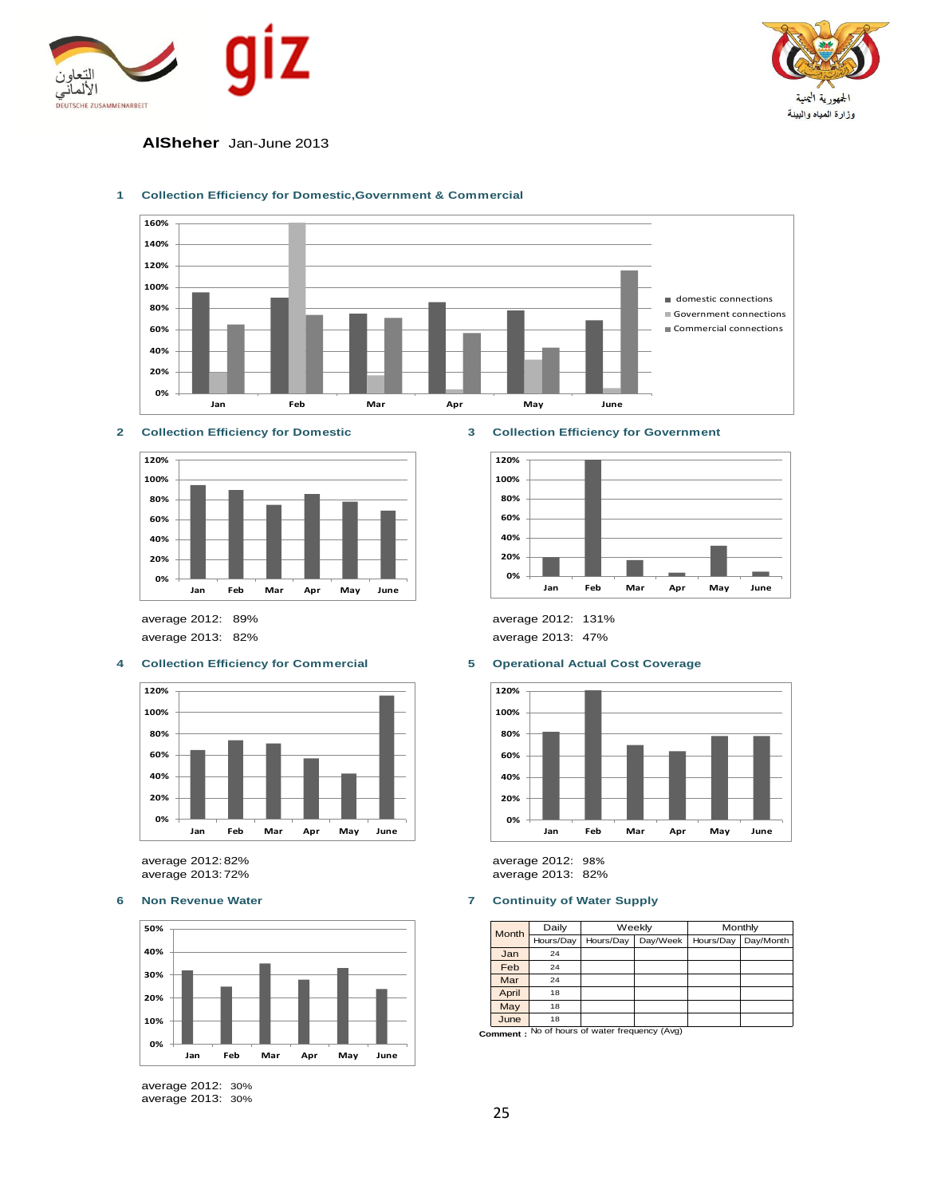**AlSheher** Jan-June 2013

## 1 Collection Efficiency for Domestic,Government & Commercial

## 2 Collection Efficiency for Domestic

average 2012: 89%
average 2013: 82%

## 3 Collection Efficiency for Government

average 2012: 131%
average 2013: 47%

## 4 Collection Efficiency for Commercial

average 2012: 82%
average 2013: 72%

## 5 Operational Actual Cost Coverage

average 2012: 98%
average 2013: 82%

## 6 Non Revenue Water

average 2012: 30%
average 2013: 30%

## 7 Continuity of Water Supply

| Month | Daily | Weekly | | Monthly | |
|---|---|---|---|---|---|
| | Hours/Day | Hours/Day | Day/Week | Hours/Day | Day/Month |
| Jan | 24 | | | | |
| Feb | 24 | | | | |
| Mar | 24 | | | | |
| April | 18 | | | | |
| May | 18 | | | | |
| June | 18 | | | | |

**Comment :** No of hours of water frequency (Avg)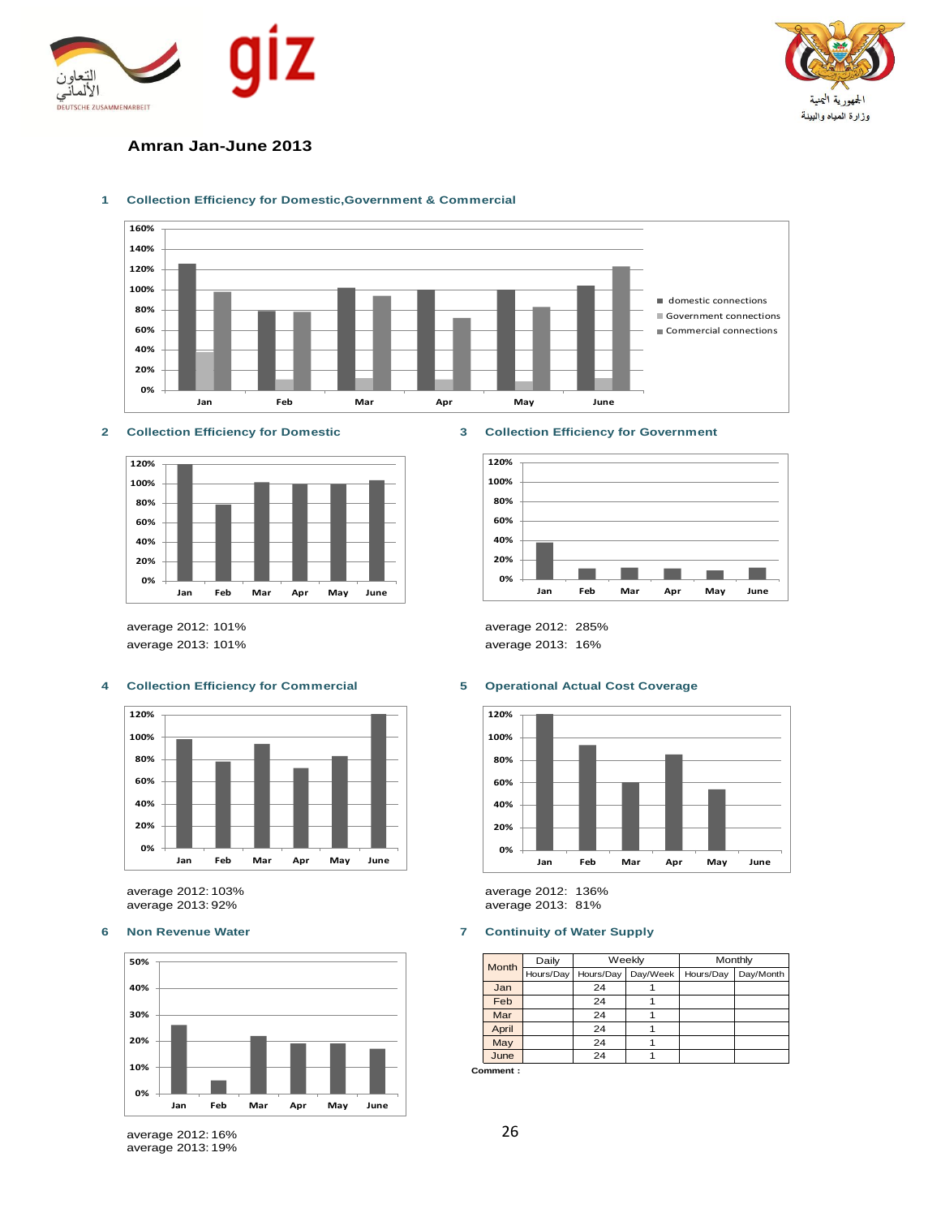# Amran Jan-June 2013

## 1 Collection Efficiency for Domestic,Government & Commercial

## 2 Collection Efficiency for Domestic

average 2012: 101%
average 2013: 101%

## 3 Collection Efficiency for Government

average 2012: 285%
average 2013: 16%

## 4 Collection Efficiency for Commercial

average 2012: 103%
average 2013: 92%

## 5 Operational Actual Cost Coverage

average 2012: 136%
average 2013: 81%

## 6 Non Revenue Water

average 2012: 16%
average 2013: 19%

## 7 Continuity of Water Supply

| Month | Daily | Weekly | | Monthly | |
|---|---|---|---|---|---|
| | Hours/Day | Hours/Day | Day/Week | Hours/Day | Day/Month |
| Jan | | 24 | 1 | | |
| Feb | | 24 | 1 | | |
| Mar | | 24 | 1 | | |
| April | | 24 | 1 | | |
| May | | 24 | 1 | | |
| June | | 24 | 1 | | |

**Comment :**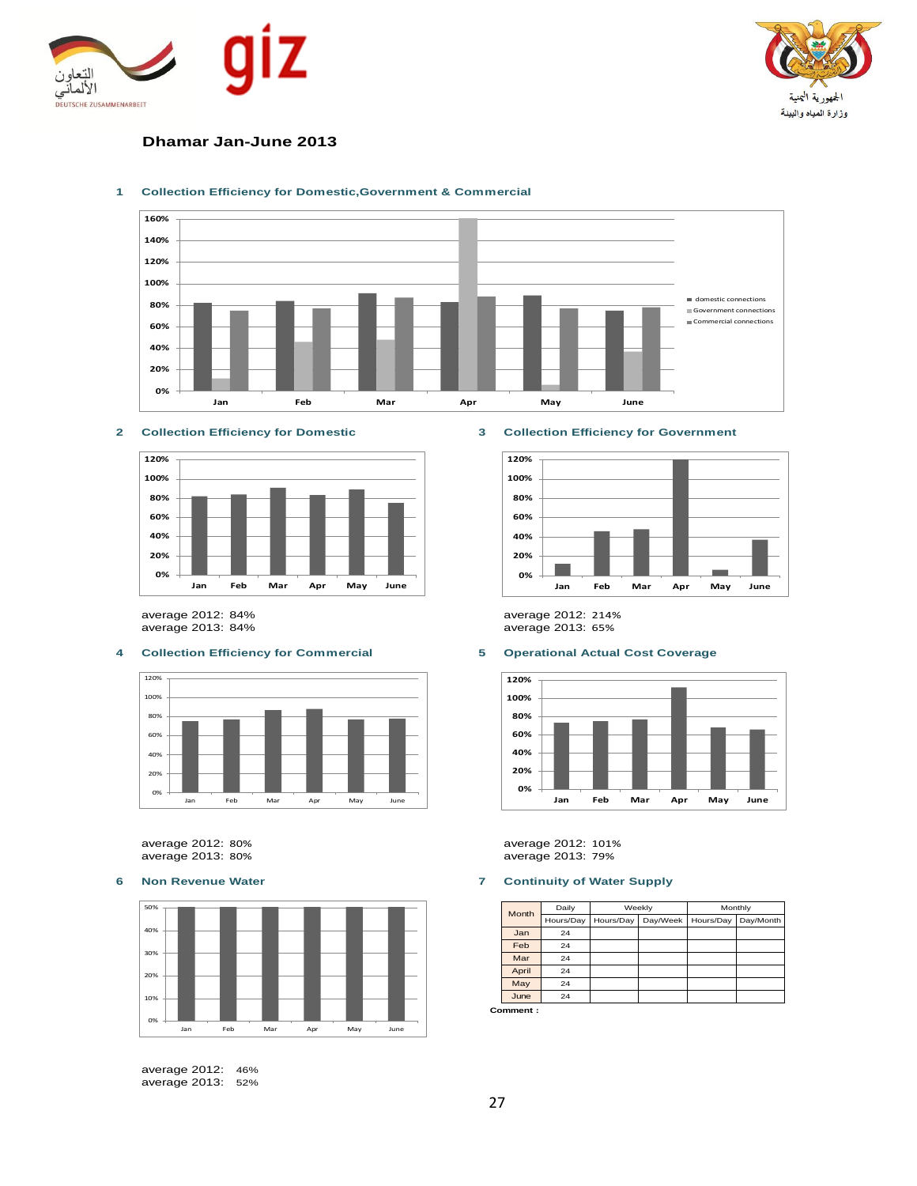# Dhamar Jan-June 2013

## 1 Collection Efficiency for Domestic,Government & Commercial

## 2 Collection Efficiency for Domestic

average 2012: 84%
average 2013: 84%

## 3 Collection Efficiency for Government

average 2012: 214%
average 2013: 65%

## 4 Collection Efficiency for Commercial

average 2012: 80%
average 2013: 80%

## 5 Operational Actual Cost Coverage

average 2012: 101%
average 2013: 79%

## 6 Non Revenue Water

average 2012: 46%
average 2013: 52%

## 7 Continuity of Water Supply

| Month | Daily | Weekly | | Monthly | |
|---|---|---|---|---|---|
| | Hours/Day | Hours/Day | Day/Week | Hours/Day | Day/Month |
| Jan | 24 | | | | |
| Feb | 24 | | | | |
| Mar | 24 | | | | |
| April | 24 | | | | |
| May | 24 | | | | |
| June | 24 | | | | |

**Comment :**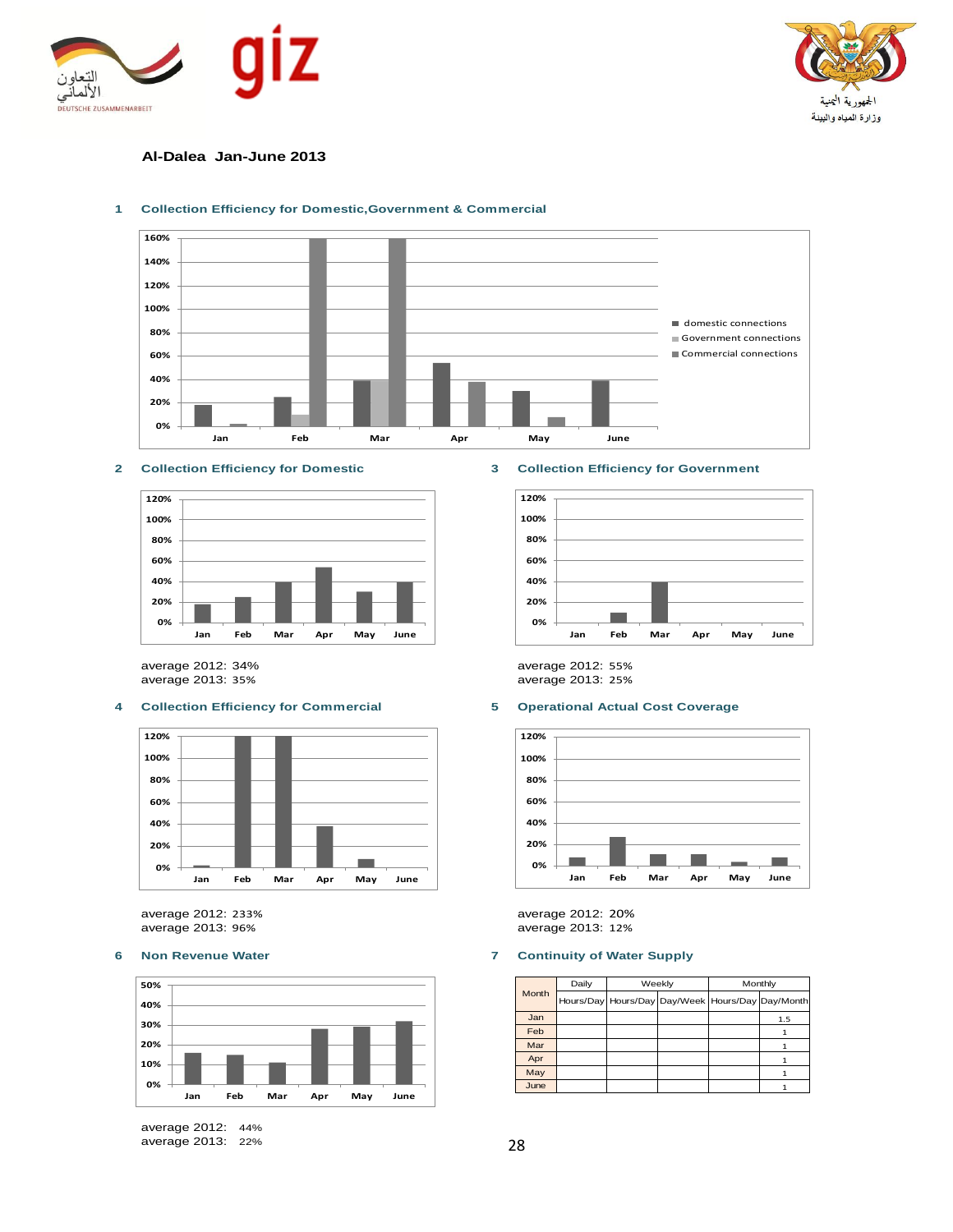**Al-Dalea Jan-June 2013**

### 1 Collection Efficiency for Domestic,Government & Commercial

### 2 Collection Efficiency for Domestic

average 2012: 34%
average 2013: 35%

### 3 Collection Efficiency for Government

average 2012: 55%
average 2013: 25%

### 4 Collection Efficiency for Commercial

average 2012: 233%
average 2013: 96%

### 5 Operational Actual Cost Coverage

average 2012: 20%
average 2013: 12%

### 6 Non Revenue Water

average 2012: 44%
average 2013: 22%

### 7 Continuity of Water Supply

| Month | Daily | Weekly | | Monthly | |
|---|---|---|---|---|---|
| | Hours/Day | Hours/Day | Day/Week | Hours/Day | Day/Month |
| Jan | | | | | 1.5 |
| Feb | | | | | 1 |
| Mar | | | | | 1 |
| Apr | | | | | 1 |
| May | | | | | 1 |
| June | | | | | 1 |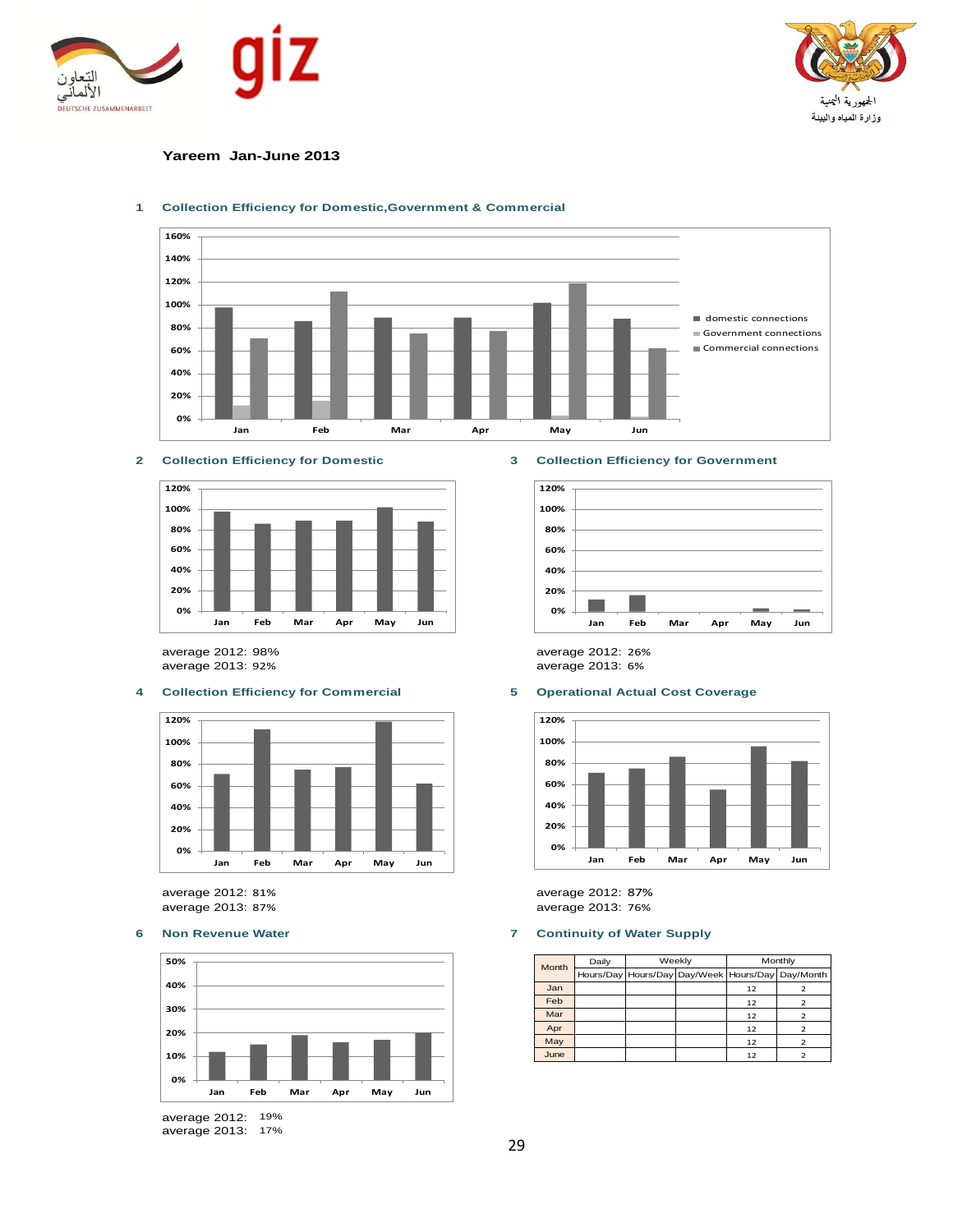## Yareem Jan-June 2013

### 1 Collection Efficiency for Domestic,Government & Commercial

### 2 Collection Efficiency for Domestic

average 2012: 98%
average 2013: 92%

### 3 Collection Efficiency for Government

average 2012: 26%
average 2013: 6%

### 4 Collection Efficiency for Commercial

average 2012: 81%
average 2013: 87%

### 5 Operational Actual Cost Coverage

average 2012: 87%
average 2013: 76%

### 6 Non Revenue Water

average 2012: 19%
average 2013: 17%

### 7 Continuity of Water Supply

| Month | Daily | Weekly | | Monthly | |
|---|---|---|---|---|---|
| | Hours/Day | Hours/Day | Day/Week | Hours/Day | Day/Month |
| Jan | | | | 12 | 2 |
| Feb | | | | 12 | 2 |
| Mar | | | | 12 | 2 |
| Apr | | | | 12 | 2 |
| May | | | | 12 | 2 |
| June | | | | 12 | 2 |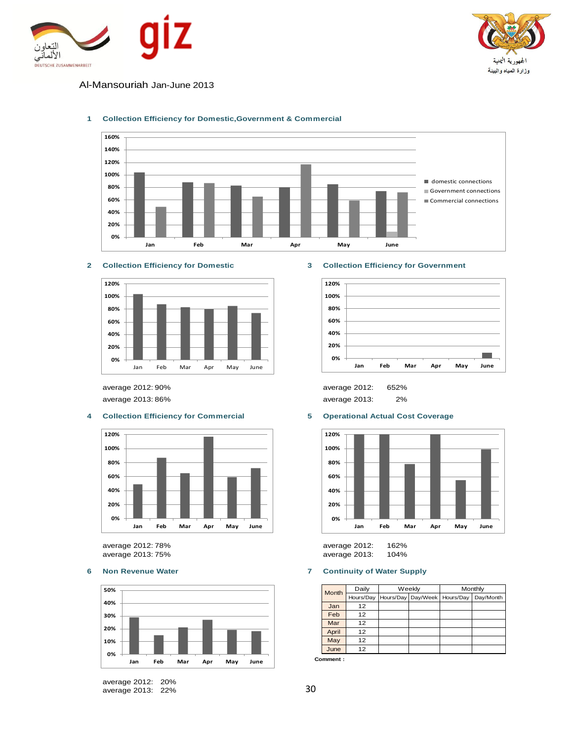Al-Mansouriah Jan-June 2013

## 1 Collection Efficiency for Domestic,Government & Commercial

## 2 Collection Efficiency for Domestic

average 2012: 90%

average 2013: 86%

## 3 Collection Efficiency for Government

average 2012: 652%

average 2013: 2%

## 4 Collection Efficiency for Commercial

average 2012: 78%

average 2013: 75%

## 5 Operational Actual Cost Coverage

average 2012: 162%

average 2013: 104%

## 6 Non Revenue Water

average 2012: 20%

average 2013: 22%

## 7 Continuity of Water Supply

| Month | Daily | Weekly | | Monthly | |
|---|---|---|---|---|---|
| | Hours/Day | Hours/Day | Day/Week | Hours/Day | Day/Month |
| Jan | 12 | | | | |
| Feb | 12 | | | | |
| Mar | 12 | | | | |
| April | 12 | | | | |
| May | 12 | | | | |
| June | 12 | | | | |

**Comment :**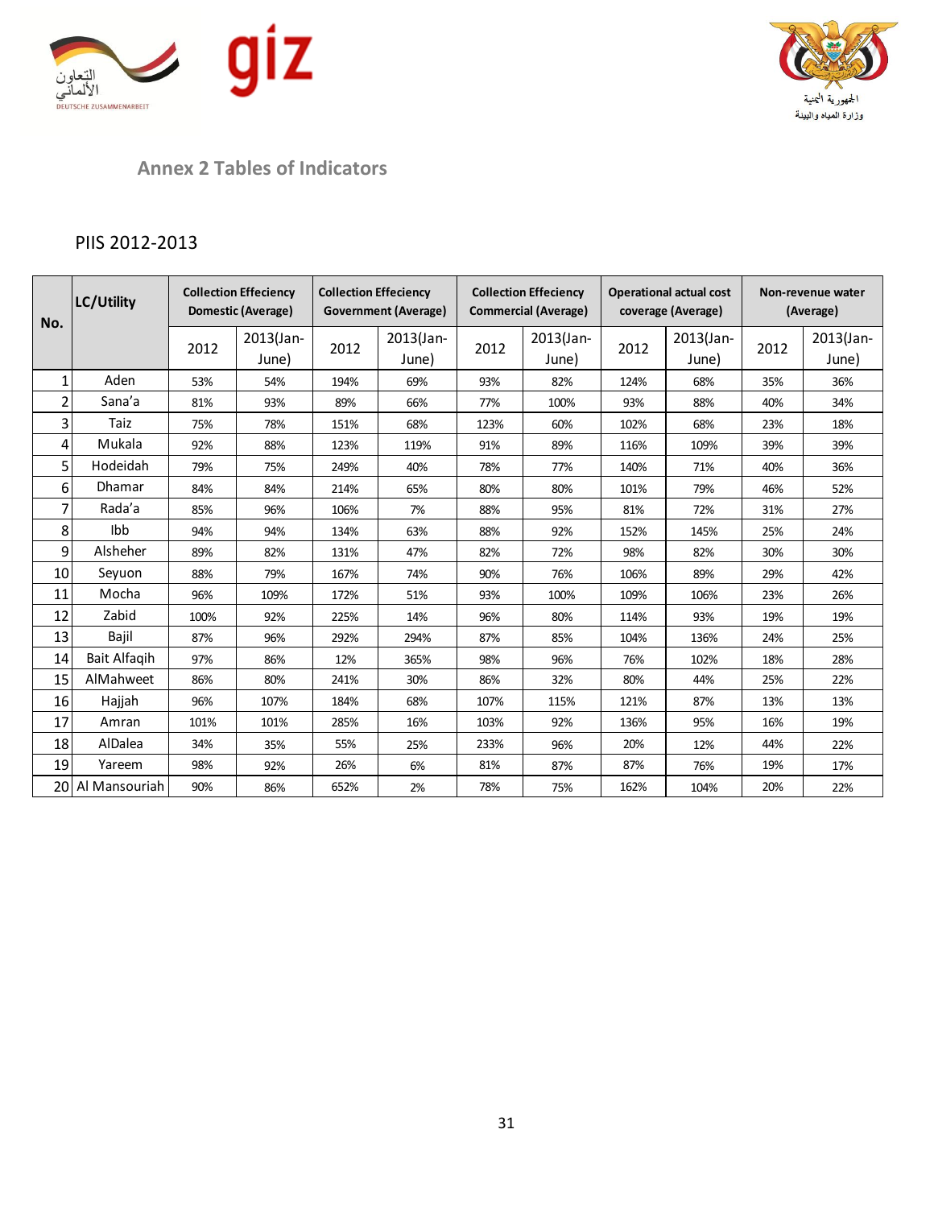## Annex 2 Tables of Indicators

### PIIS 2012-2013

| No. | LC/Utility | Collection Effeciency Domestic (Average) | | Collection Effeciency Government (Average) | | Collection Effeciency Commercial (Average) | | Operational actual cost coverage (Average) | | Non-revenue water (Average) | |
|---|---|---|---|---|---|---|---|---|---|---|---|
| | | 2012 | 2013(Jan-June) | 2012 | 2013(Jan-June) | 2012 | 2013(Jan-June) | 2012 | 2013(Jan-June) | 2012 | 2013(Jan-June) |
| 1 | Aden | 53% | 54% | 194% | 69% | 93% | 82% | 124% | 68% | 35% | 36% |
| 2 | Sana'a | 81% | 93% | 89% | 66% | 77% | 100% | 93% | 88% | 40% | 34% |
| 3 | Taiz | 75% | 78% | 151% | 68% | 123% | 60% | 102% | 68% | 23% | 18% |
| 4 | Mukala | 92% | 88% | 123% | 119% | 91% | 89% | 116% | 109% | 39% | 39% |
| 5 | Hodeidah | 79% | 75% | 249% | 40% | 78% | 77% | 140% | 71% | 40% | 36% |
| 6 | Dhamar | 84% | 84% | 214% | 65% | 80% | 80% | 101% | 79% | 46% | 52% |
| 7 | Rada'a | 85% | 96% | 106% | 7% | 88% | 95% | 81% | 72% | 31% | 27% |
| 8 | Ibb | 94% | 94% | 134% | 63% | 88% | 92% | 152% | 145% | 25% | 24% |
| 9 | Alsheher | 89% | 82% | 131% | 47% | 82% | 72% | 98% | 82% | 30% | 30% |
| 10 | Seyuon | 88% | 79% | 167% | 74% | 90% | 76% | 106% | 89% | 29% | 42% |
| 11 | Mocha | 96% | 109% | 172% | 51% | 93% | 100% | 109% | 106% | 23% | 26% |
| 12 | Zabid | 100% | 92% | 225% | 14% | 96% | 80% | 114% | 93% | 19% | 19% |
| 13 | Bajil | 87% | 96% | 292% | 294% | 87% | 85% | 104% | 136% | 24% | 25% |
| 14 | Bait Alfaqih | 97% | 86% | 12% | 365% | 98% | 96% | 76% | 102% | 18% | 28% |
| 15 | AlMahweet | 86% | 80% | 241% | 30% | 86% | 32% | 80% | 44% | 25% | 22% |
| 16 | Hajjah | 96% | 107% | 184% | 68% | 107% | 115% | 121% | 87% | 13% | 13% |
| 17 | Amran | 101% | 101% | 285% | 16% | 103% | 92% | 136% | 95% | 16% | 19% |
| 18 | AlDalea | 34% | 35% | 55% | 25% | 233% | 96% | 20% | 12% | 44% | 22% |
| 19 | Yareem | 98% | 92% | 26% | 6% | 81% | 87% | 87% | 76% | 19% | 17% |
| 20 | Al Mansouriah | 90% | 86% | 652% | 2% | 78% | 75% | 162% | 104% | 20% | 22% |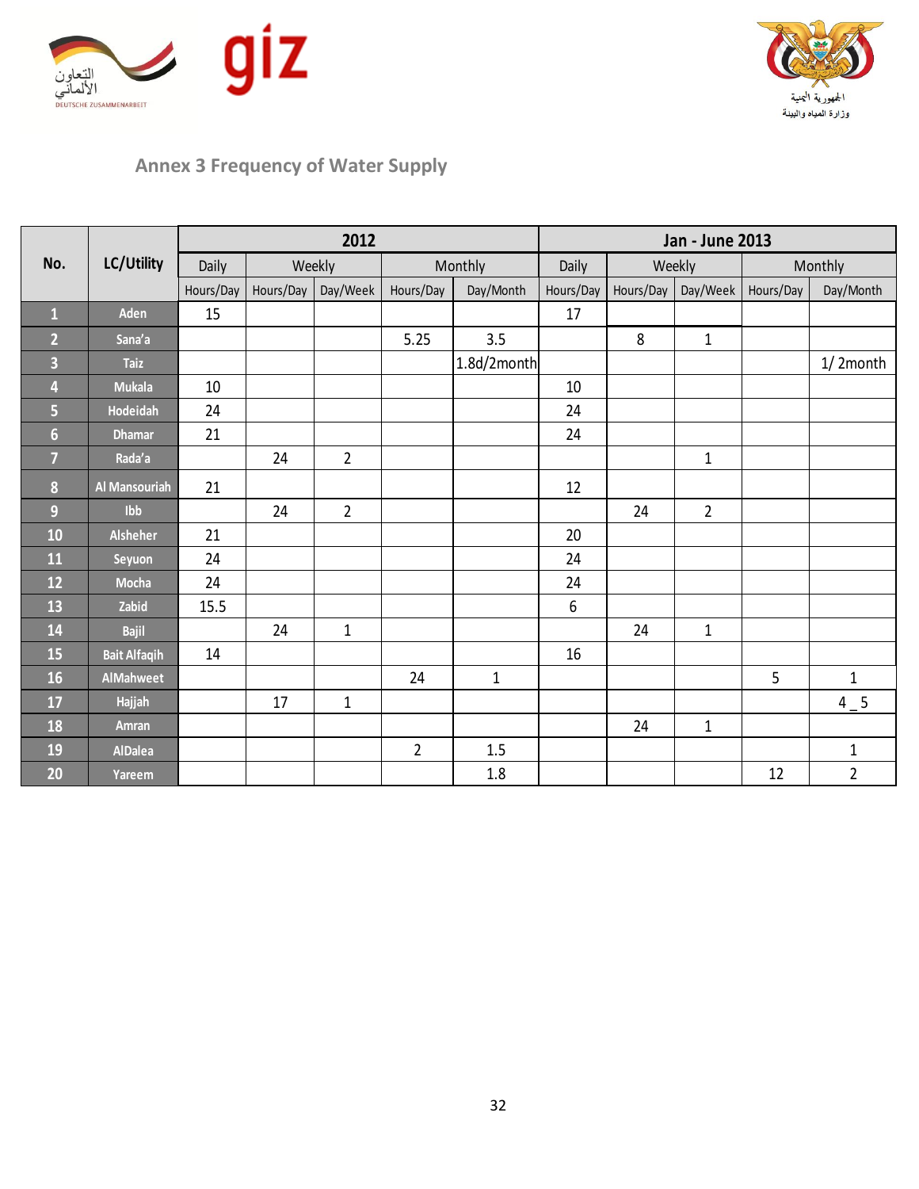## Annex 3 Frequency of Water Supply

| No. | LC/Utility | 2012 | | | | | Jan - June 2013 | | | | |
|---|---|---|---|---|---|---|---|---|---|---|---|
| | | Daily | Weekly | | Monthly | | Daily | Weekly | | Monthly | |
| | | Hours/Day | Hours/Day | Day/Week | Hours/Day | Day/Month | Hours/Day | Hours/Day | Day/Week | Hours/Day | Day/Month |
| 1 | Aden | 15 | | | | | 17 | | | | |
| 2 | Sana'a | | | | 5.25 | 3.5 | | 8 | 1 | | |
| 3 | Taiz | | | | | 1.8d/2month | | | | | 1/ 2month |
| 4 | Mukala | 10 | | | | | 10 | | | | |
| 5 | Hodeidah | 24 | | | | | 24 | | | | |
| 6 | Dhamar | 21 | | | | | 24 | | | | |
| 7 | Rada'a | | 24 | 2 | | | | | 1 | | |
| 8 | Al Mansouriah | 21 | | | | | 12 | | | | |
| 9 | Ibb | | 24 | 2 | | | | 24 | 2 | | |
| 10 | Alsheher | 21 | | | | | 20 | | | | |
| 11 | Seyuon | 24 | | | | | 24 | | | | |
| 12 | Mocha | 24 | | | | | 24 | | | | |
| 13 | Zabid | 15.5 | | | | | 6 | | | | |
| 14 | Bajil | | 24 | 1 | | | | 24 | 1 | | |
| 15 | Bait Alfaqih | 14 | | | | | 16 | | | | |
| 16 | AlMahweet | | | | 24 | 1 | | | | 5 | 1 |
| 17 | Hajjah | | 17 | 1 | | | | | | | 4 _ 5 |
| 18 | Amran | | | | | | | 24 | 1 | | |
| 19 | AlDalea | | | | 2 | 1.5 | | | | | 1 |
| 20 | Yareem | | | | | 1.8 | | | | 12 | 2 |